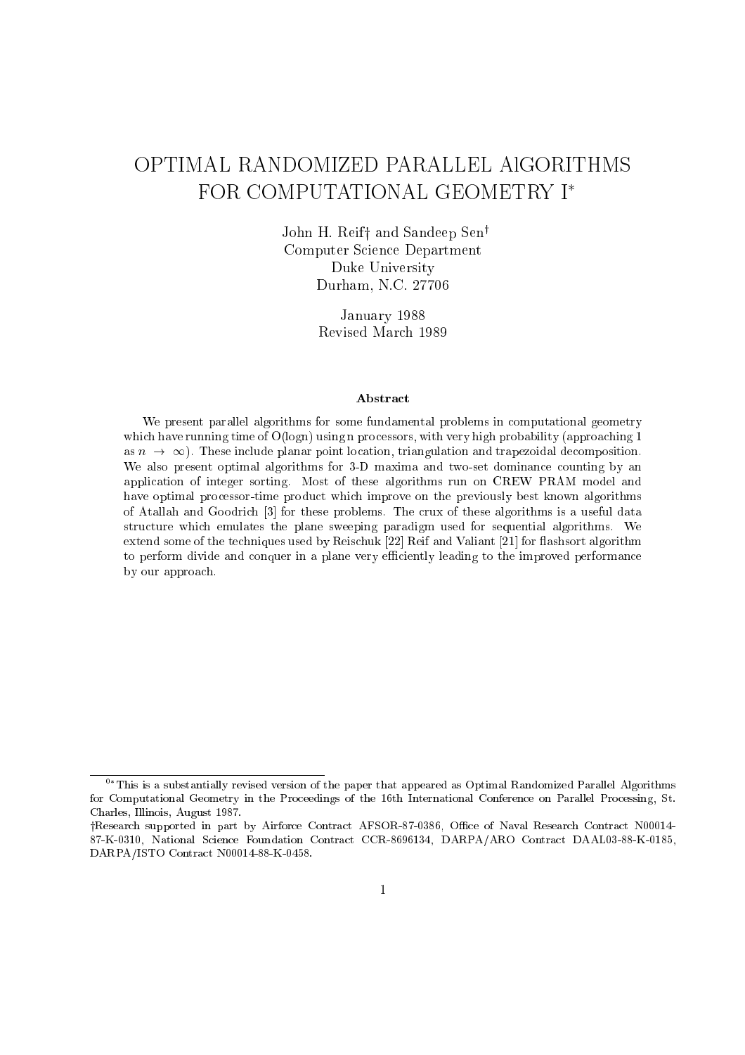# OPTIMAL RANDOMIZED PARALLEL AlGORITHMS FOR COMPUTATIONAL GEOMETRY I*

John H. Reif† and Sandeep Sen†
Computer Science Department
Duke University
Durham, N.C. 27706

January 1988
Revised March 1989

### Abstract

We present parallel algorithms for some fundamental problems in computational geometry which have running time of O(logn) using n processors, with very high probability (approaching 1 as $n \rightarrow \infty$). These include planar point location, triangulation and trapezoidal decomposition. We also present optimal algorithms for 3-D maxima and two-set dominance counting by an application of integer sorting. Most of these algorithms run on CREW PRAM model and have optimal processor-time product which improve on the previously best known algorithms of Atallah and Goodrich [3] for these problems. The crux of these algorithms is a useful data structure which emulates the plane sweeping paradigm used for sequential algorithms. We extend some of the techniques used by Reischuk [22] Reif and Valiant [21] for flashsort algorithm to perform divide and conquer in a plane very efficiently leading to the improved performance by our approach.

---

[0*] This is a substantially revised version of the paper that appeared as Optimal Randomized Parallel Algorithms for Computational Geometry in the Proceedings of the 16th International Conference on Parallel Processing, St. Charles, Illinois, August 1987.

†Research supported in part by Airforce Contract AFSOR-87-0386, Office of Naval Research Contract N00014-87-K-0310, National Science Foundation Contract CCR-8696134, DARPA/ARO Contract DAAL03-88-K-0185, DARPA/ISTO Contract N00014-88-K-0458.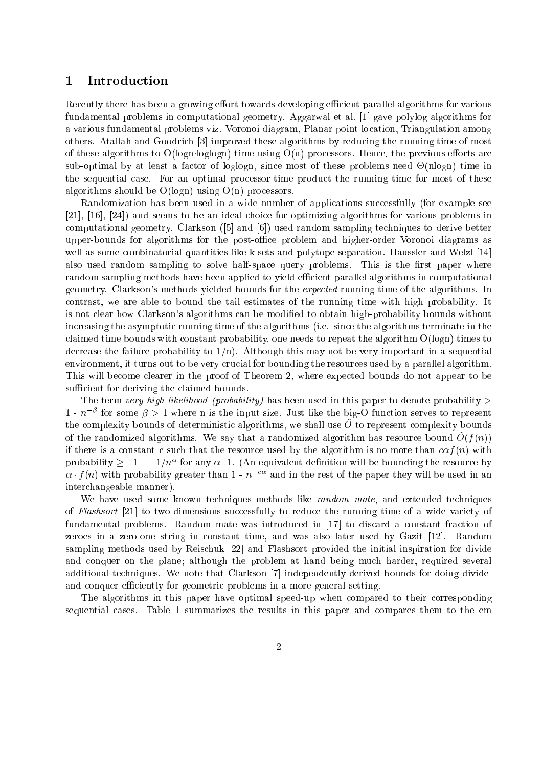## 1 Introduction

Recently there has been a growing effort towards developing efficient parallel algorithms for various fundamental problems in computational geometry. Aggarwal et al. [1] gave polylog algorithms for a various fundamental problems viz. Voronoi diagram, Planar point location, Triangulation among others. Atallah and Goodrich [3] improved these algorithms by reducing the running time of most of these algorithms to O(logn·loglogn) time using O(n) processors. Hence, the previous efforts are sub-optimal by at least a factor of loglogn, since most of these problems need $\Theta$(nlogn) time in the sequential case. For an optimal processor-time product the running time for most of these algorithms should be O(logn) using O(n) processors.

Randomization has been used in a wide number of applications successfully (for example see [21], [16], [24]) and seems to be an ideal choice for optimizing algorithms for various problems in computational geometry. Clarkson ([5] and [6]) used random sampling techniques to derive better upper-bounds for algorithms for the post-office problem and higher-order Voronoi diagrams as well as some combinatorial quantities like k-sets and polytope-separation. Haussler and Welzl [14] also used random sampling to solve half-space query problems. This is the first paper where random sampling methods have been applied to yield efficient parallel algorithms in computational geometry. Clarkson's methods yielded bounds for the *expected* running time of the algorithms. In contrast, we are able to bound the tail estimates of the running time with high probability. It is not clear how Clarkson's algorithms can be modified to obtain high-probability bounds without increasing the asymptotic running time of the algorithms (i.e. since the algorithms terminate in the claimed time bounds with constant probability, one needs to repeat the algorithm O(logn) times to decrease the failure probability to 1/n). Although this may not be very important in a sequential environment, it turns out to be very crucial for bounding the resources used by a parallel algorithm. This will become clearer in the proof of Theorem 2, where expected bounds do not appear to be sufficient for deriving the claimed bounds.

The term *very high likelihood (probability)* has been used in this paper to denote probability > 1 - $n^{-\beta}$ for some $\beta > 1$ where n is the input size. Just like the big-O function serves to represent the complexity bounds of deterministic algorithms, we shall use $\tilde{O}$ to represent complexity bounds of the randomized algorithms. We say that a randomized algorithm has resource bound $\tilde{O}(f(n))$ if there is a constant c such that the resource used by the algorithm is no more than $c\alpha f(n)$ with probability $\geq 1 - 1/n^{\alpha}$ for any $\alpha$ 1. (An equivalent definition will be bounding the resource by $\alpha \cdot f(n)$ with probability greater than 1 - $n^{-c\alpha}$ and in the rest of the paper they will be used in an interchangeable manner).

We have used some known techniques methods like *random mate*, and extended techniques of *Flashsort* [21] to two-dimensions successfully to reduce the running time of a wide variety of fundamental problems. Random mate was introduced in [17] to discard a constant fraction of zeroes in a zero-one string in constant time, and was also later used by Gazit [12]. Random sampling methods used by Reischuk [22] and Flashsort provided the initial inspiration for divide and conquer on the plane; although the problem at hand being much harder, required several additional techniques. We note that Clarkson [7] independently derived bounds for doing divide-and-conquer efficiently for geometric problems in a more general setting.

The algorithms in this paper have optimal speed-up when compared to their corresponding sequential cases. Table 1 summarizes the results in this paper and compares them to the em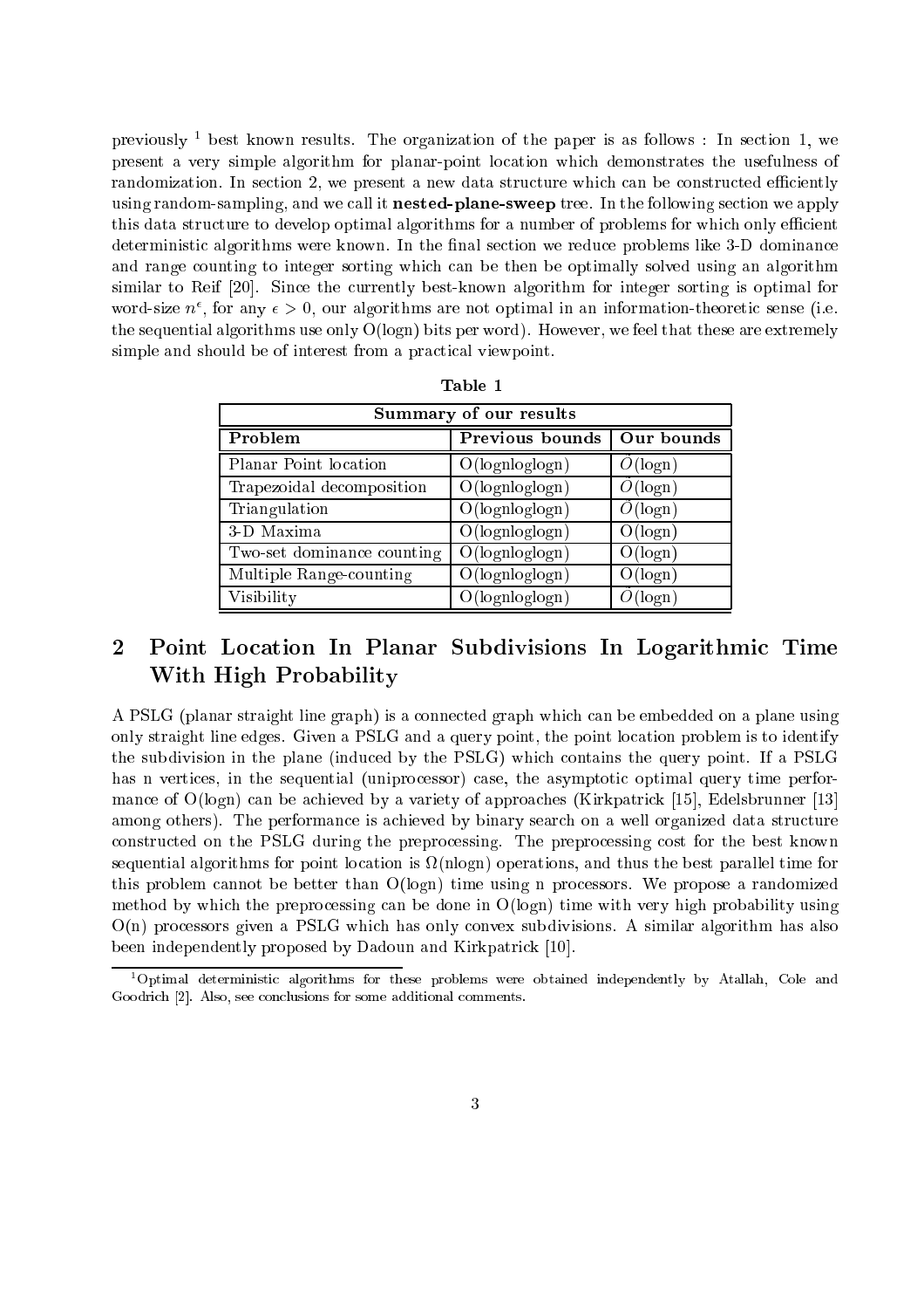previously [1] best known results. The organization of the paper is as follows : In section 1, we present a very simple algorithm for planar-point location which demonstrates the usefulness of randomization. In section 2, we present a new data structure which can be constructed efficiently using random-sampling, and we call it **nested-plane-sweep** tree. In the following section we apply this data structure to develop optimal algorithms for a number of problems for which only efficient deterministic algorithms were known. In the final section we reduce problems like 3-D dominance and range counting to integer sorting which can be then be optimally solved using an algorithm similar to Reif [20]. Since the currently best-known algorithm for integer sorting is optimal for word-size $n^{\epsilon}$, for any $\epsilon > 0$, our algorithms are not optimal in an information-theoretic sense (i.e. the sequential algorithms use only O(logn) bits per word). However, we feel that these are extremely simple and should be of interest from a practical viewpoint.

**Table 1**

| Summary of our results | | |
|---|---|---|
| **Problem** | **Previous bounds** | **Our bounds** |
| Planar Point location | O(lognloglogn) | $\tilde{O}$(logn) |
| Trapezoidal decomposition | O(lognloglogn) | $\tilde{O}$(logn) |
| Triangulation | O(lognloglogn) | $\tilde{O}$(logn) |
| 3-D Maxima | O(lognloglogn) | O(logn) |
| Two-set dominance counting | O(lognloglogn) | O(logn) |
| Multiple Range-counting | O(lognloglogn) | O(logn) |
| Visibility | O(lognloglogn) | $\tilde{O}$(logn) |

## 2 Point Location In Planar Subdivisions In Logarithmic Time With High Probability

A PSLG (planar straight line graph) is a connected graph which can be embedded on a plane using only straight line edges. Given a PSLG and a query point, the point location problem is to identify the subdivision in the plane (induced by the PSLG) which contains the query point. If a PSLG has n vertices, in the sequential (uniprocessor) case, the asymptotic optimal query time performance of O(logn) can be achieved by a variety of approaches (Kirkpatrick [15], Edelsbrunner [13] among others). The performance is achieved by binary search on a well organized data structure constructed on the PSLG during the preprocessing. The preprocessing cost for the best known sequential algorithms for point location is $\Omega$(nlogn) operations, and thus the best parallel time for this problem cannot be better than O(logn) time using n processors. We propose a randomized method by which the preprocessing can be done in O(logn) time with very high probability using O(n) processors given a PSLG which has only convex subdivisions. A similar algorithm has also been independently proposed by Dadoun and Kirkpatrick [10].

[1] Optimal deterministic algorithms for these problems were obtained independently by Atallah, Cole and Goodrich [2]. Also, see conclusions for some additional comments.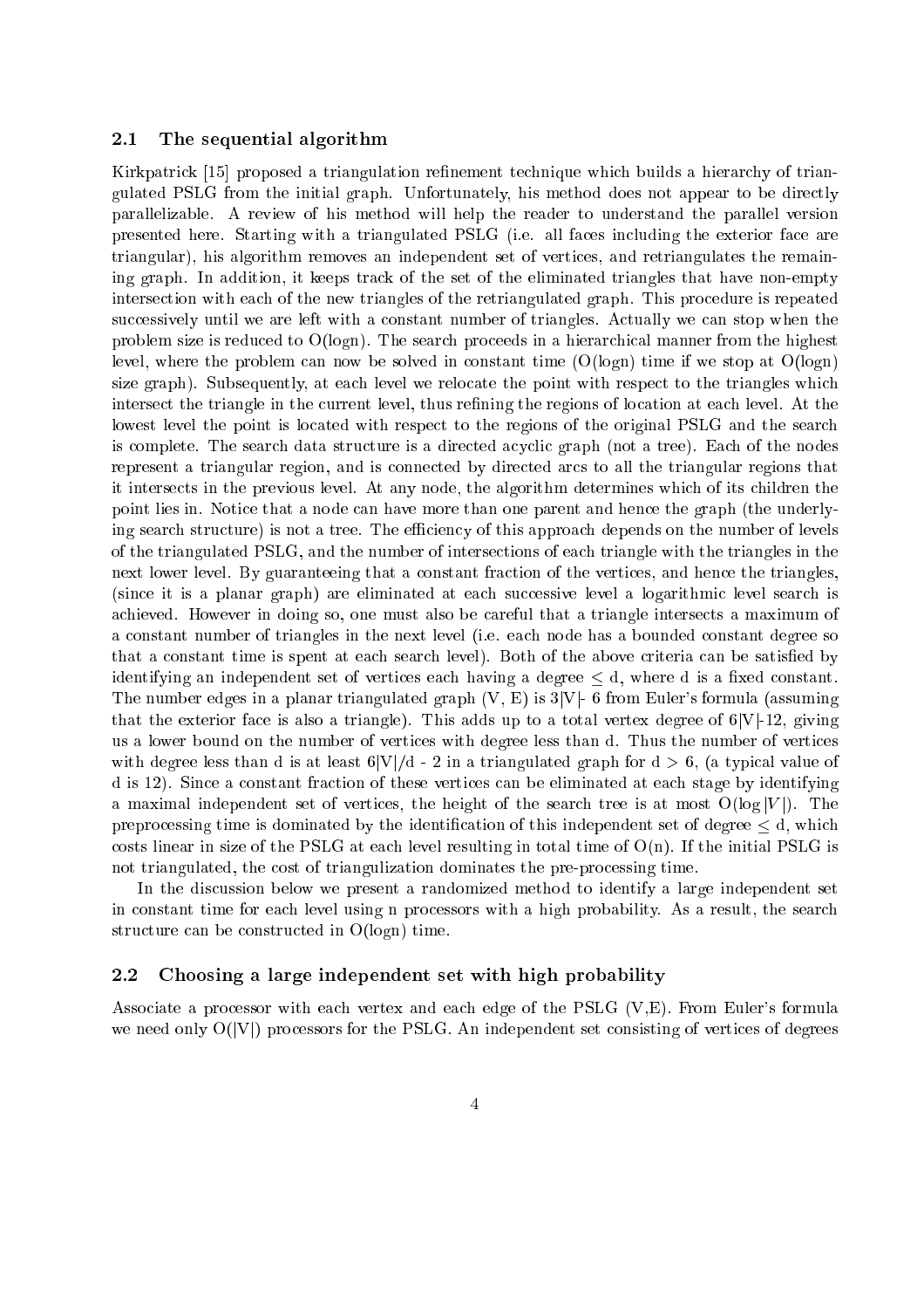### 2.1 The sequential algorithm

Kirkpatrick [15] proposed a triangulation refinement technique which builds a hierarchy of triangulated PSLG from the initial graph. Unfortunately, his method does not appear to be directly parallelizable. A review of his method will help the reader to understand the parallel version presented here. Starting with a triangulated PSLG (i.e. all faces including the exterior face are triangular), his algorithm removes an independent set of vertices, and retriangulates the remaining graph. In addition, it keeps track of the set of the eliminated triangles that have non-empty intersection with each of the new triangles of the retriangulated graph. This procedure is repeated successively until we are left with a constant number of triangles. Actually we can stop when the problem size is reduced to O(logn). The search proceeds in a hierarchical manner from the highest level, where the problem can now be solved in constant time (O(logn) time if we stop at O(logn) size graph). Subsequently, at each level we relocate the point with respect to the triangles which intersect the triangle in the current level, thus refining the regions of location at each level. At the lowest level the point is located with respect to the regions of the original PSLG and the search is complete. The search data structure is a directed acyclic graph (not a tree). Each of the nodes represent a triangular region, and is connected by directed arcs to all the triangular regions that it intersects in the previous level. At any node, the algorithm determines which of its children the point lies in. Notice that a node can have more than one parent and hence the graph (the underlying search structure) is not a tree. The efficiency of this approach depends on the number of levels of the triangulated PSLG, and the number of intersections of each triangle with the triangles in the next lower level. By guaranteeing that a constant fraction of the vertices, and hence the triangles, (since it is a planar graph) are eliminated at each successive level a logarithmic level search is achieved. However in doing so, one must also be careful that a triangle intersects a maximum of a constant number of triangles in the next level (i.e. each node has a bounded constant degree so that a constant time is spent at each search level). Both of the above criteria can be satisfied by identifying an independent set of vertices each having a degree $\leq$ d, where d is a fixed constant. The number edges in a planar triangulated graph (V, E) is 3|V|- 6 from Euler's formula (assuming that the exterior face is also a triangle). This adds up to a total vertex degree of 6|V|-12, giving us a lower bound on the number of vertices with degree less than d. Thus the number of vertices with degree less than d is at least 6|V|/d - 2 in a triangulated graph for d > 6, (a typical value of d is 12). Since a constant fraction of these vertices can be eliminated at each stage by identifying a maximal independent set of vertices, the height of the search tree is at most $O(\log |V|)$. The preprocessing time is dominated by the identification of this independent set of degree $\leq$ d, which costs linear in size of the PSLG at each level resulting in total time of O(n). If the initial PSLG is not triangulated, the cost of triangulization dominates the pre-processing time.

In the discussion below we present a randomized method to identify a large independent set in constant time for each level using n processors with a high probability. As a result, the search structure can be constructed in O(logn) time.

### 2.2 Choosing a large independent set with high probability

Associate a processor with each vertex and each edge of the PSLG (V,E). From Euler's formula we need only O(|V|) processors for the PSLG. An independent set consisting of vertices of degrees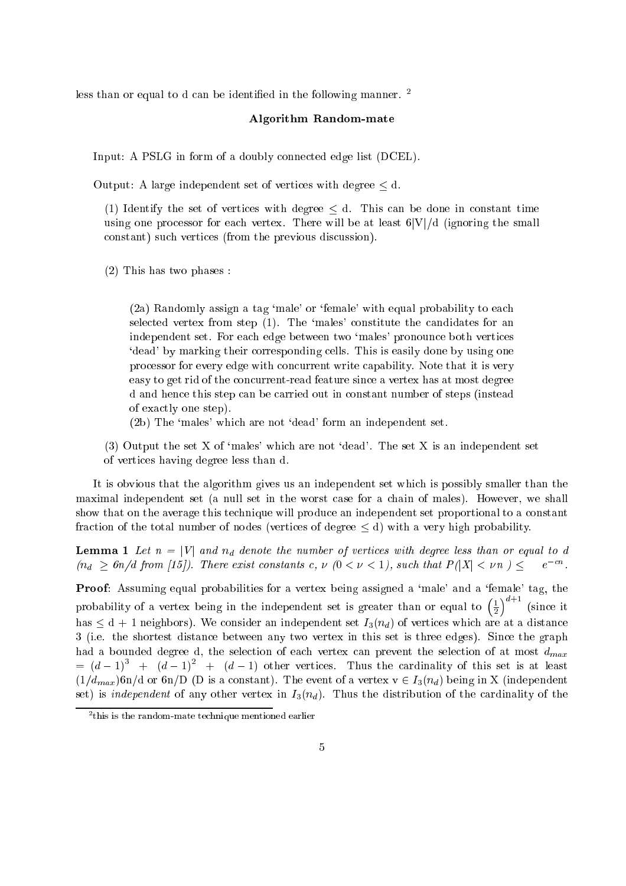less than or equal to d can be identified in the following manner. [2]

**Algorithm Random-mate**

Input: A PSLG in form of a doubly connected edge list (DCEL).

Output: A large independent set of vertices with degree $\leq$ d.

(1) Identify the set of vertices with degree $\leq$ d. This can be done in constant time using one processor for each vertex. There will be at least 6|V|/d (ignoring the small constant) such vertices (from the previous discussion).

(2) This has two phases :

(2a) Randomly assign a tag 'male' or 'female' with equal probability to each selected vertex from step (1). The 'males' constitute the candidates for an independent set. For each edge between two 'males' pronounce both vertices 'dead' by marking their corresponding cells. This is easily done by using one processor for every edge with concurrent write capability. Note that it is very easy to get rid of the concurrent-read feature since a vertex has at most degree d and hence this step can be carried out in constant number of steps (instead of exactly one step).

(2b) The 'males' which are not 'dead' form an independent set.

(3) Output the set X of 'males' which are not 'dead'. The set X is an independent set of vertices having degree less than d.

It is obvious that the algorithm gives us an independent set which is possibly smaller than the maximal independent set (a null set in the worst case for a chain of males). However, we shall show that on the average this technique will produce an independent set proportional to a constant fraction of the total number of nodes (vertices of degree $\leq$ d) with a very high probability.

**Lemma 1** *Let $n = |V|$ and $n_d$ denote the number of vertices with degree less than or equal to d ($n_d \geq 6n/d$ from [15]). There exist constants c, $\nu$ ($0 < \nu < 1$), such that $P(|X| < \nu n) \leq \quad e^{-cn}$.*

**Proof**: Assuming equal probabilities for a vertex being assigned a 'male' and a 'female' tag, the probability of a vertex being in the independent set is greater than or equal to $\left(\frac{1}{2}\right)^{d+1}$ (since it has $\leq$ d + 1 neighbors). We consider an independent set $I_3(n_d)$ of vertices which are at a distance 3 (i.e. the shortest distance between any two vertex in this set is three edges). Since the graph had a bounded degree d, the selection of each vertex can prevent the selection of at most $d_{max}$ $= (d-1)^3 + (d-1)^2 + (d-1)$ other vertices. Thus the cardinality of this set is at least $(1/d_{max})$6n/d or 6n/D (D is a constant). The event of a vertex v $\in I_3(n_d)$ being in X (independent set) is *independent* of any other vertex in $I_3(n_d)$. Thus the distribution of the cardinality of the

[2] this is the random-mate technique mentioned earlier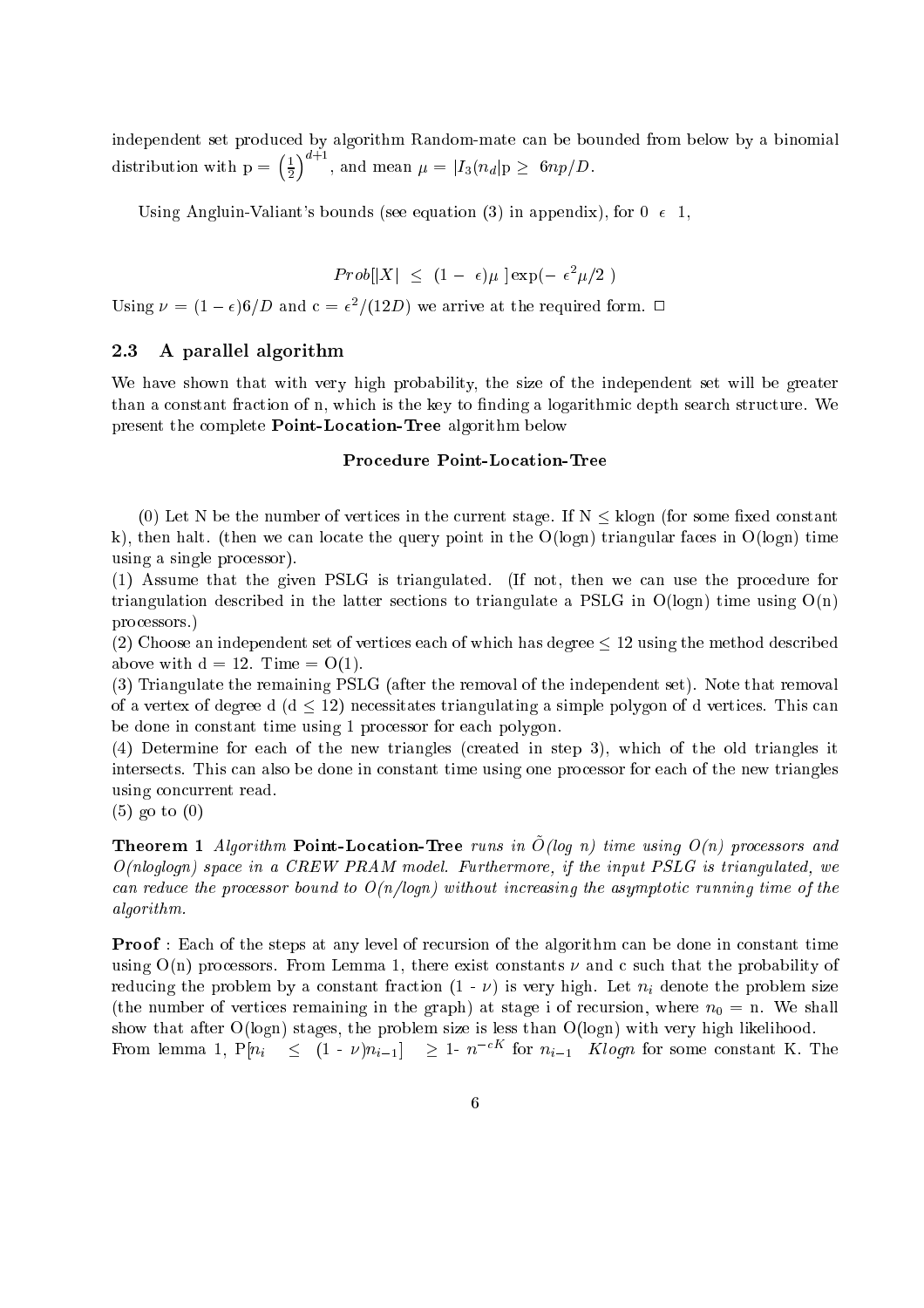independent set produced by algorithm Random-mate can be bounded from below by a binomial distribution with p = $\left(\frac{1}{2}\right)^{d+1}$, and mean $\mu = |I_3(n_d|p \geq 6np/D$.

Using Angluin-Valiant's bounds (see equation (3) in appendix), for 0 $\epsilon$ 1,

$$Prob[|X| \leq (1 - \epsilon)\mu\ ] \exp(-\ \epsilon^2\mu/2\ )$$

Using $\nu = (1-\epsilon)6/D$ and c = $\epsilon^2/(12D)$ we arrive at the required form. □

### 2.3 A parallel algorithm

We have shown that with very high probability, the size of the independent set will be greater than a constant fraction of n, which is the key to finding a logarithmic depth search structure. We present the complete **Point-Location-Tree** algorithm below

**Procedure Point-Location-Tree**

(0) Let N be the number of vertices in the current stage. If N ≤ klogn (for some fixed constant k), then halt. (then we can locate the query point in the O(logn) triangular faces in O(logn) time using a single processor).

(1) Assume that the given PSLG is triangulated. (If not, then we can use the procedure for triangulation described in the latter sections to triangulate a PSLG in O(logn) time using O(n) processors.)

(2) Choose an independent set of vertices each of which has degree ≤ 12 using the method described above with d = 12. Time = O(1).

(3) Triangulate the remaining PSLG (after the removal of the independent set). Note that removal of a vertex of degree d (d ≤ 12) necessitates triangulating a simple polygon of d vertices. This can be done in constant time using 1 processor for each polygon.

(4) Determine for each of the new triangles (created in step 3), which of the old triangles it intersects. This can also be done in constant time using one processor for each of the new triangles using concurrent read.

(5) go to (0)

**Theorem 1** *Algorithm* **Point-Location-Tree** *runs in $\tilde{O}$(log n) time using O(n) processors and O(nloglogn) space in a CREW PRAM model. Furthermore, if the input PSLG is triangulated, we can reduce the processor bound to O(n/logn) without increasing the asymptotic running time of the algorithm.*

**Proof** : Each of the steps at any level of recursion of the algorithm can be done in constant time using O(n) processors. From Lemma 1, there exist constants $\nu$ and c such that the probability of reducing the problem by a constant fraction (1 - $\nu$) is very high. Let $n_i$ denote the problem size (the number of vertices remaining in the graph) at stage i of recursion, where $n_0$ = n. We shall show that after O(logn) stages, the problem size is less than O(logn) with very high likelihood. From lemma 1, P[$n_i$ ≤ (1 - $\nu$)$n_{i-1}$] ≥ 1- $n^{-cK}$ for $n_{i-1}$ $Klogn$ for some constant K. The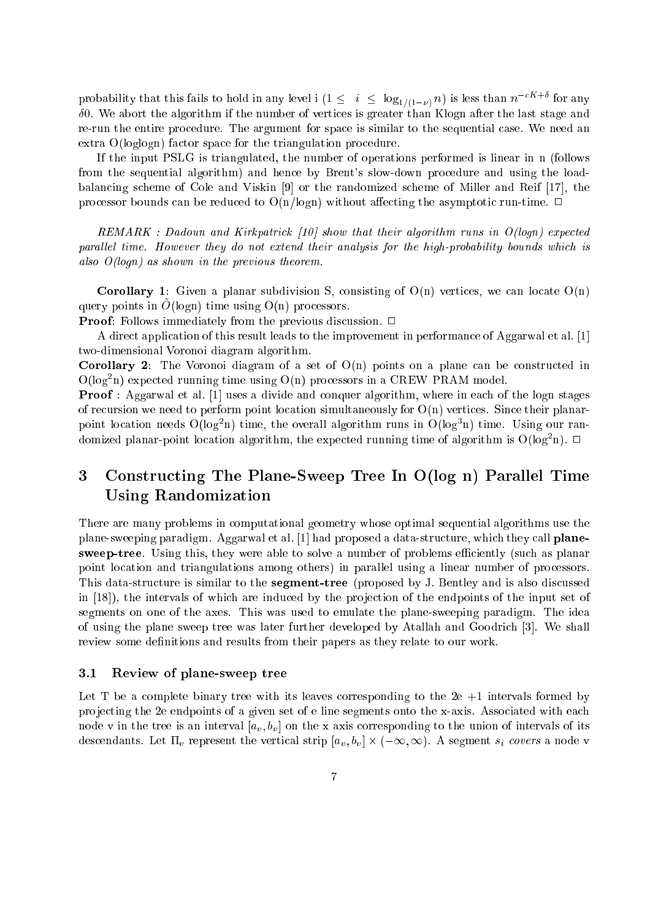probability that this fails to hold in any level i ($1 \leq i \leq \log_{1/(1-\nu)} n$) is less than $n^{-cK+\delta}$ for any $\delta$0. We abort the algorithm if the number of vertices is greater than Klogn after the last stage and re-run the entire procedure. The argument for space is similar to the sequential case. We need an extra O(loglogn) factor space for the triangulation procedure.

If the input PSLG is triangulated, the number of operations performed is linear in n (follows from the sequential algorithm) and hence by Brent's slow-down procedure and using the load-balancing scheme of Cole and Viskin [9] or the randomized scheme of Miller and Reif [17], the processor bounds can be reduced to O(n/logn) without affecting the asymptotic run-time. □

*REMARK : Dadoun and Kirkpatrick [10] show that their algorithm runs in O(logn) expected parallel time. However they do not extend their analysis for the high-probability bounds which is also O(logn) as shown in the previous theorem.*

**Corollary 1**: Given a planar subdivision S, consisting of O(n) vertices, we can locate O(n) query points in $\tilde{O}$(logn) time using O(n) processors.

**Proof**: Follows immediately from the previous discussion. □

A direct application of this result leads to the improvement in performance of Aggarwal et al. [1] two-dimensional Voronoi diagram algorithm.

**Corollary 2**: The Voronoi diagram of a set of O(n) points on a plane can be constructed in O($\log^2$n) expected running time using O(n) processors in a CREW PRAM model.

**Proof** : Aggarwal et al. [1] uses a divide and conquer algorithm, where in each of the logn stages of recursion we need to perform point location simultaneously for O(n) vertices. Since their planar-point location needs O($\log^2$n) time, the overall algorithm runs in O($\log^3$n) time. Using our randomized planar-point location algorithm, the expected running time of algorithm is O($\log^2$n). □

# 3 Constructing The Plane-Sweep Tree In O(log n) Parallel Time Using Randomization

There are many problems in computational geometry whose optimal sequential algorithms use the plane-sweeping paradigm. Aggarwal et al. [1] had proposed a data-structure, which they call **plane-sweep-tree**. Using this, they were able to solve a number of problems efficiently (such as planar point location and triangulations among others) in parallel using a linear number of processors. This data-structure is similar to the **segment-tree** (proposed by J. Bentley and is also discussed in [18]), the intervals of which are induced by the projection of the endpoints of the input set of segments on one of the axes. This was used to emulate the plane-sweeping paradigm. The idea of using the plane sweep tree was later further developed by Atallah and Goodrich [3]. We shall review some definitions and results from their papers as they relate to our work.

## 3.1 Review of plane-sweep tree

Let T be a complete binary tree with its leaves corresponding to the 2e +1 intervals formed by projecting the 2e endpoints of a given set of e line segments onto the x-axis. Associated with each node v in the tree is an interval $[a_v, b_v]$ on the x axis corresponding to the union of intervals of its descendants. Let $\Pi_v$ represent the vertical strip $[a_v, b_v] \times (-\infty, \infty)$. A segment $s_i$ *covers* a node v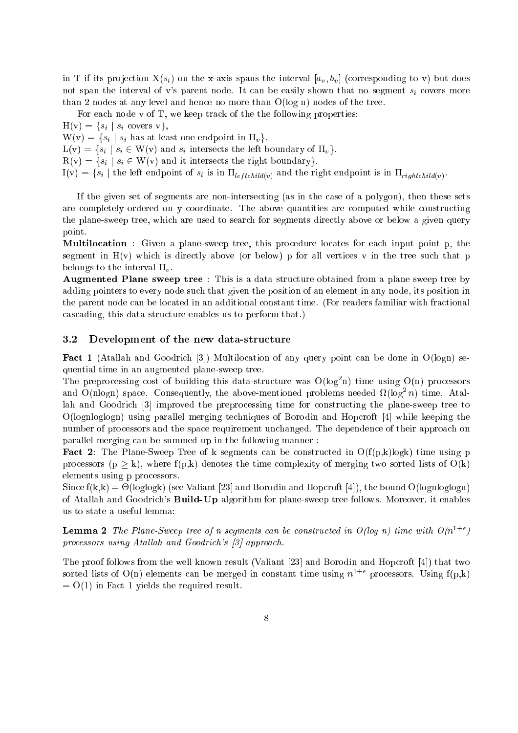in T if its projection $X(s_i)$ on the x-axis spans the interval $[a_v, b_v]$ (corresponding to v) but does not span the interval of v's parent node. It can be easily shown that no segment $s_i$ covers more than 2 nodes at any level and hence no more than O(log n) nodes of the tree.

For each node v of T, we keep track of the the following properties:

H(v) = $\{s_i \mid s_i$ covers v$\}$,

W(v) = $\{s_i \mid s_i$ has at least one endpoint in $\Pi_v\}$.

L(v) = $\{s_i \mid s_i \in$ W(v) and $s_i$ intersects the left boundary of $\Pi_v\}$.

R(v) = $\{s_i \mid s_i \in$ W(v) and it intersects the right boundary$\}$.

I(v) = $\{s_i \mid$ the left endpoint of $s_i$ is in $\Pi_{leftchild(v)}$ and the right endpoint is in $\Pi_{rightchild(v)}$.

If the given set of segments are non-intersecting (as in the case of a polygon), then these sets are completely ordered on y coordinate. The above quantities are computed while constructing the plane-sweep tree, which are used to search for segments directly above or below a given query point.

**Multilocation** : Given a plane-sweep tree, this procedure locates for each input point p, the segment in H(v) which is directly above (or below) p for all vertices v in the tree such that p belongs to the interval $\Pi_v$.

**Augmented Plane sweep tree** : This is a data structure obtained from a plane sweep tree by adding pointers to every node such that given the position of an element in any node, its position in the parent node can be located in an additional constant time. (For readers familiar with fractional cascading, this data structure enables us to perform that.)

### 3.2 Development of the new data-structure

**Fact 1** (Atallah and Goodrich [3]) Multilocation of any query point can be done in O(logn) sequential time in an augmented plane-sweep tree.

The preprocessing cost of building this data-structure was O($\log^2$n) time using O(n) processors and O(nlogn) space. Consequently, the above-mentioned problems needed $\Omega(\log^2 n)$ time. Atallah and Goodrich [3] improved the preprocessing time for constructing the plane-sweep tree to O(lognloglogn) using parallel merging techniques of Borodin and Hopcroft [4] while keeping the number of processors and the space requirement unchanged. The dependence of their approach on parallel merging can be summed up in the following manner :

**Fact 2**: The Plane-Sweep Tree of k segments can be constructed in O(f(p,k)logk) time using p processors ($p \geq k$), where f(p,k) denotes the time complexity of merging two sorted lists of O(k) elements using p processors.

Since f(k,k) = $\Theta$(loglogk) (see Valiant [23] and Borodin and Hopcroft [4]), the bound O(lognloglogn) of Atallah and Goodrich's **Build-Up** algorithm for plane-sweep tree follows. Moreover, it enables us to state a useful lemma:

**Lemma 2** *The Plane-Sweep tree of n segments can be constructed in O(log n) time with $O(n^{1+\epsilon})$ processors using Atallah and Goodrich's [3] approach.*

The proof follows from the well known result (Valiant [23] and Borodin and Hopcroft [4]) that two sorted lists of O(n) elements can be merged in constant time using $n^{1+\epsilon}$ processors. Using f(p,k) = O(1) in Fact 1 yields the required result.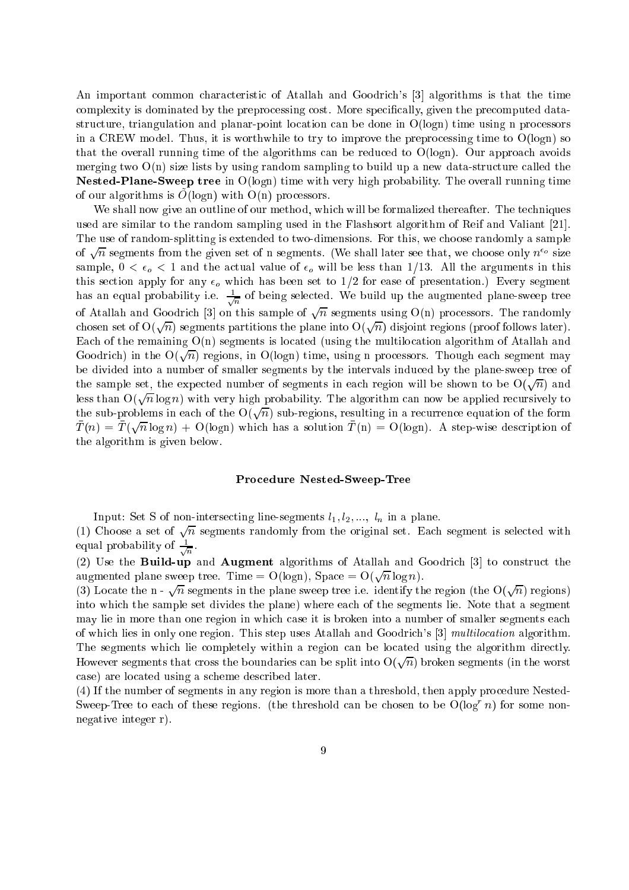An important common characteristic of Atallah and Goodrich's [3] algorithms is that the time complexity is dominated by the preprocessing cost. More specifically, given the precomputed data-structure, triangulation and planar-point location can be done in O(logn) time using n processors in a CREW model. Thus, it is worthwhile to try to improve the preprocessing time to O(logn) so that the overall running time of the algorithms can be reduced to O(logn). Our approach avoids merging two O(n) size lists by using random sampling to build up a new data-structure called the **Nested-Plane-Sweep tree** in O(logn) time with very high probability. The overall running time of our algorithms is $\tilde{O}$(logn) with O(n) processors.

We shall now give an outline of our method, which will be formalized thereafter. The techniques used are similar to the random sampling used in the Flashsort algorithm of Reif and Valiant [21]. The use of random-splitting is extended to two-dimensions. For this, we choose randomly a sample of $\sqrt{n}$ segments from the given set of n segments. (We shall later see that, we choose only $n^{\epsilon_o}$ size sample, $0 < \epsilon_o < 1$ and the actual value of $\epsilon_o$ will be less than 1/13. All the arguments in this this section apply for any $\epsilon_o$ which has been set to 1/2 for ease of presentation.) Every segment has an equal probability i.e. $\frac{1}{\sqrt{n}}$ of being selected. We build up the augmented plane-sweep tree of Atallah and Goodrich [3] on this sample of $\sqrt{n}$ segments using O(n) processors. The randomly chosen set of O($\sqrt{n}$) segments partitions the plane into O($\sqrt{n}$) disjoint regions (proof follows later). Each of the remaining O(n) segments is located (using the multilocation algorithm of Atallah and Goodrich) in the O($\sqrt{n}$) regions, in O(logn) time, using n processors. Though each segment may be divided into a number of smaller segments by the intervals induced by the plane-sweep tree of the sample set, the expected number of segments in each region will be shown to be O($\sqrt{n}$) and less than O($\sqrt{n}\log n$) with very high probability. The algorithm can now be applied recursively to the sub-problems in each of the O($\sqrt{n}$) sub-regions, resulting in a recurrence equation of the form $\bar{T}(n) = \bar{T}(\sqrt{n}\log n)$ + O(logn) which has a solution $\bar{T}$(n) = O(logn). A step-wise description of the algorithm is given below.

**Procedure Nested-Sweep-Tree**

Input: Set S of non-intersecting line-segments $l_1, l_2, ..., \ l_n$ in a plane.

(1) Choose a set of $\sqrt{n}$ segments randomly from the original set. Each segment is selected with equal probability of $\frac{1}{\sqrt{n}}$.

(2) Use the **Build-up** and **Augment** algorithms of Atallah and Goodrich [3] to construct the augmented plane sweep tree. Time = O(logn), Space = O($\sqrt{n}\log n$).

(3) Locate the n - $\sqrt{n}$ segments in the plane sweep tree i.e. identify the region (the O($\sqrt{n}$) regions) into which the sample set divides the plane) where each of the segments lie. Note that a segment may lie in more than one region in which case it is broken into a number of smaller segments each of which lies in only one region. This step uses Atallah and Goodrich's [3] *multilocation* algorithm. The segments which lie completely within a region can be located using the algorithm directly. However segments that cross the boundaries can be split into O($\sqrt{n}$) broken segments (in the worst case) are located using a scheme described later.

(4) If the number of segments in any region is more than a threshold, then apply procedure Nested-Sweep-Tree to each of these regions. (the threshold can be chosen to be O($\log^r n$) for some non-negative integer r).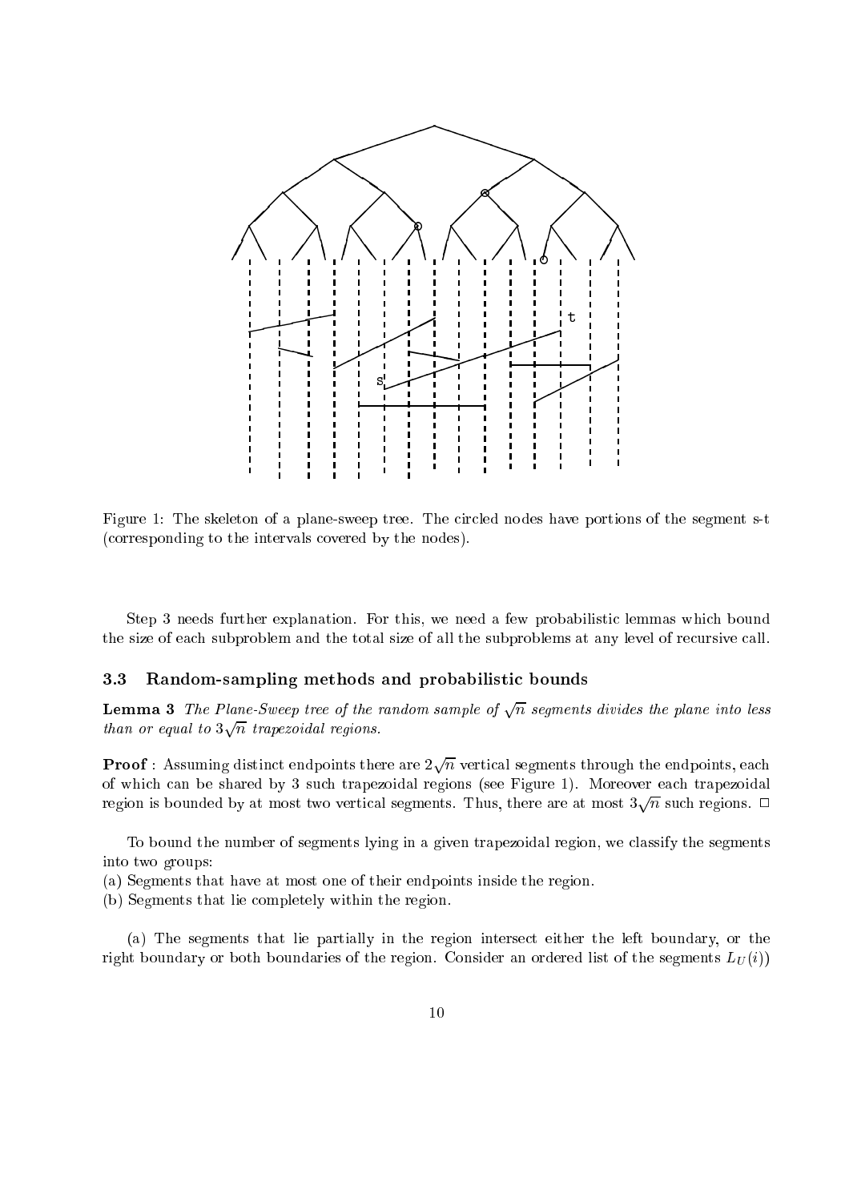Figure 1: The skeleton of a plane-sweep tree. The circled nodes have portions of the segment s-t (corresponding to the intervals covered by the nodes).

Step 3 needs further explanation. For this, we need a few probabilistic lemmas which bound the size of each subproblem and the total size of all the subproblems at any level of recursive call.

### 3.3 Random-sampling methods and probabilistic bounds

**Lemma 3** *The Plane-Sweep tree of the random sample of $\sqrt{n}$ segments divides the plane into less than or equal to $3\sqrt{n}$ trapezoidal regions.*

**Proof** : Assuming distinct endpoints there are $2\sqrt{n}$ vertical segments through the endpoints, each of which can be shared by 3 such trapezoidal regions (see Figure 1). Moreover each trapezoidal region is bounded by at most two vertical segments. Thus, there are at most $3\sqrt{n}$ such regions. □

To bound the number of segments lying in a given trapezoidal region, we classify the segments into two groups:

(a) Segments that have at most one of their endpoints inside the region.

(b) Segments that lie completely within the region.

(a) The segments that lie partially in the region intersect either the left boundary, or the right boundary or both boundaries of the region. Consider an ordered list of the segments $L_U(i)$)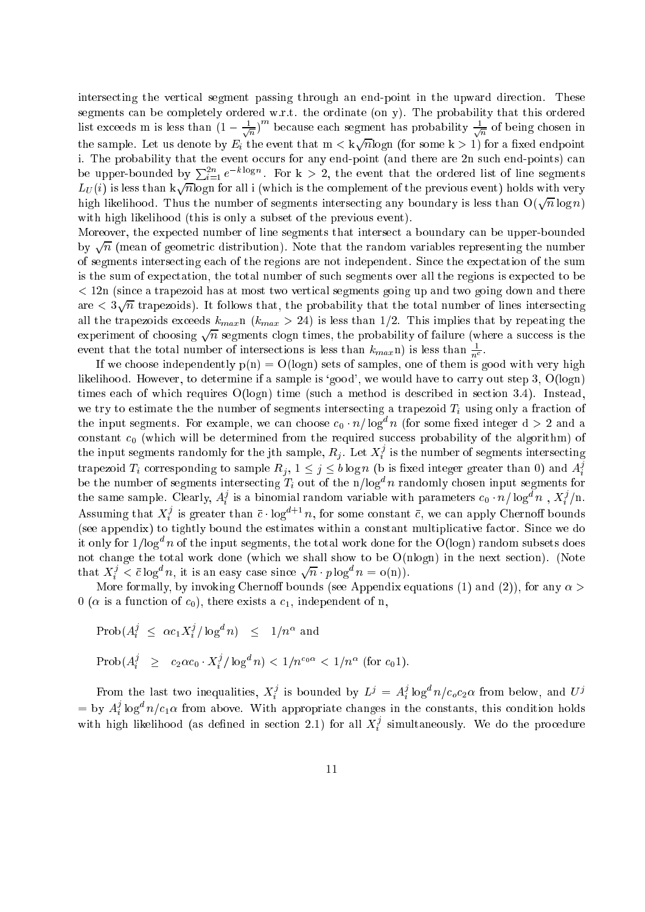intersecting the vertical segment passing through an end-point in the upward direction. These segments can be completely ordered w.r.t. the ordinate (on y). The probability that this ordered list exceeds m is less than $(1 - \frac{1}{\sqrt{n}})^m$ because each segment has probability $\frac{1}{\sqrt{n}}$ of being chosen in the sample. Let us denote by $E_i$ the event that m < k$\sqrt{n}$logn (for some k > 1) for a fixed endpoint i. The probability that the event occurs for any end-point (and there are 2n such end-points) can be upper-bounded by $\sum_{i=1}^{2n} e^{-k \log n}$. For k > 2, the event that the ordered list of line segments $L_U(i)$ is less than k$\sqrt{n}$logn for all i (which is the complement of the previous event) holds with very high likelihood. Thus the number of segments intersecting any boundary is less than O($\sqrt{n} \log n$) with high likelihood (this is only a subset of the previous event).

Moreover, the expected number of line segments that intersect a boundary can be upper-bounded by $\sqrt{n}$ (mean of geometric distribution). Note that the random variables representing the number of segments intersecting each of the regions are not independent. Since the expectation of the sum is the sum of expectation, the total number of such segments over all the regions is expected to be < 12n (since a trapezoid has at most two vertical segments going up and two going down and there are < $3\sqrt{n}$ trapezoids). It follows that, the probability that the total number of lines intersecting all the trapezoids exceeds $k_{max}$n ($k_{max}$ > 24) is less than 1/2. This implies that by repeating the experiment of choosing $\sqrt{n}$ segments clogn times, the probability of failure (where a success is the event that the total number of intersections is less than $k_{max}$n) is less than $\frac{1}{n^c}$.

If we choose independently p(n) = O(logn) sets of samples, one of them is good with very high likelihood. However, to determine if a sample is 'good', we would have to carry out step 3, O(logn) times each of which requires O(logn) time (such a method is described in section 3.4). Instead, we try to estimate the the number of segments intersecting a trapezoid $T_i$ using only a fraction of the input segments. For example, we can choose $c_0 \cdot n/\log^d n$ (for some fixed integer d > 2 and a constant $c_0$ (which will be determined from the required success probability of the algorithm) of the input segments randomly for the jth sample, $R_j$. Let $X_i^j$ is the number of segments intersecting trapezoid $T_i$ corresponding to sample $R_j$, $1 \leq j \leq b \log n$ (b is fixed integer greater than 0) and $A_i^j$ be the number of segments intersecting $T_i$ out of the n/$\log^d n$ randomly chosen input segments for the same sample. Clearly, $A_i^j$ is a binomial random variable with parameters $c_0 \cdot n/\log^d n$ , $X_i^j$/n. Assuming that $X_i^j$ is greater than $\bar{c} \cdot \log^{d+1} n$, for some constant $\bar{c}$, we can apply Chernoff bounds (see appendix) to tightly bound the estimates within a constant multiplicative factor. Since we do it only for 1/$\log^d n$ of the input segments, the total work done for the O(logn) random subsets does not change the total work done (which we shall show to be O(nlogn) in the next section). (Note that $X_i^j < \bar{c} \log^d n$, it is an easy case since $\sqrt{n} \cdot p \log^d n = o(n)$).

More formally, by invoking Chernoff bounds (see Appendix equations (1) and (2)), for any $\alpha >$ 0 ($\alpha$ is a function of $c_0$), there exists a $c_1$, independent of n,

$$\text{Prob}(A_i^j \;\leq\; \alpha c_1 X_i^j/\log^d n) \;\;\leq\;\; 1/n^\alpha \text{ and}$$

$$\text{Prob}(A_i^j \;\;\geq\;\; c_2 \alpha c_0 \cdot X_i^j/\log^d n) < 1/n^{c_0 \alpha} < 1/n^\alpha \text{ (for } c_0 1).$$

From the last two inequalities, $X_i^j$ is bounded by $L^j = A_i^j \log^d n/c_o c_2 \alpha$ from below, and $U^j$ = by $A_i^j \log^d n/c_1 \alpha$ from above. With appropriate changes in the constants, this condition holds with high likelihood (as defined in section 2.1) for all $X_i^j$ simultaneously. We do the procedure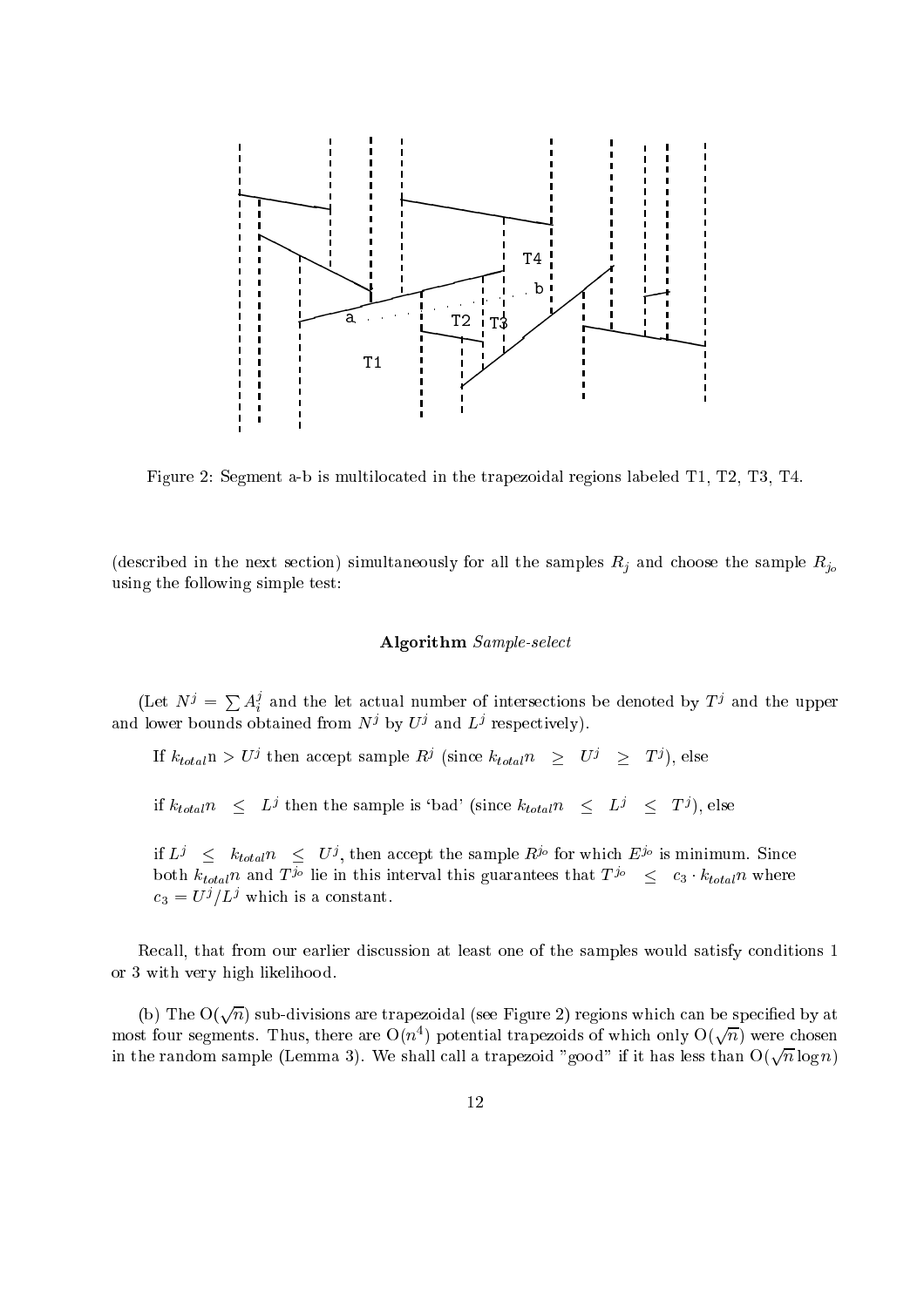Figure 2: Segment a-b is multilocated in the trapezoidal regions labeled T1, T2, T3, T4.

(described in the next section) simultaneously for all the samples $R_j$ and choose the sample $R_{j_o}$ using the following simple test:

**Algorithm** *Sample-select*

(Let $N^j = \sum A_i^j$ and the let actual number of intersections be denoted by $T^j$ and the upper and lower bounds obtained from $N^j$ by $U^j$ and $L^j$ respectively).

> If $k_{total}n > U^j$ then accept sample $R^j$ (since $k_{total}n \geq U^j \geq T^j$), else
>
> if $k_{total}n \leq L^j$ then the sample is 'bad' (since $k_{total}n \leq L^j \leq T^j$), else
>
> if $L^j \leq k_{total}n \leq U^j$, then accept the sample $R^{j_o}$ for which $E^{j_o}$ is minimum. Since both $k_{total}n$ and $T^{j_o}$ lie in this interval this guarantees that $T^{j_o} \leq c_3 \cdot k_{total}n$ where $c_3 = U^j/L^j$ which is a constant.

Recall, that from our earlier discussion at least one of the samples would satisfy conditions 1 or 3 with very high likelihood.

(b) The $O(\sqrt{n})$ sub-divisions are trapezoidal (see Figure 2) regions which can be specified by at most four segments. Thus, there are $O(n^4)$ potential trapezoids of which only $O(\sqrt{n})$ were chosen in the random sample (Lemma 3). We shall call a trapezoid "good" if it has less than $O(\sqrt{n}\log n)$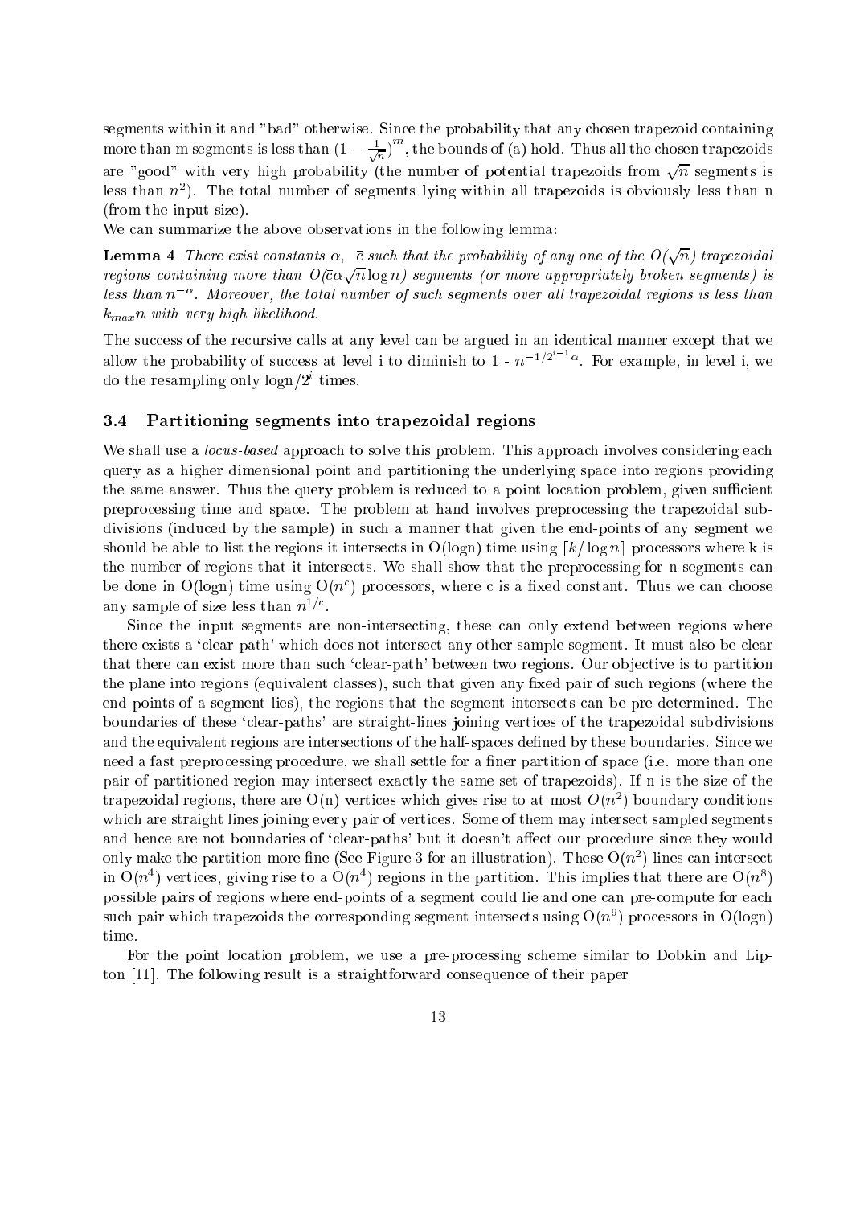segments within it and "bad" otherwise. Since the probability that any chosen trapezoid containing more than m segments is less than $(1 - \frac{1}{\sqrt{n}})^m$, the bounds of (a) hold. Thus all the chosen trapezoids are "good" with very high probability (the number of potential trapezoids from $\sqrt{n}$ segments is less than $n^2$). The total number of segments lying within all trapezoids is obviously less than n (from the input size).

We can summarize the above observations in the following lemma:

**Lemma 4** *There exist constants $\alpha$, $\bar{c}$ such that the probability of any one of the $O(\sqrt{n})$ trapezoidal regions containing more than $O(\bar{c}\alpha\sqrt{n}\log n)$ segments (or more appropriately broken segments) is less than $n^{-\alpha}$. Moreover, the total number of such segments over all trapezoidal regions is less than $k_{max}n$ with very high likelihood.*

The success of the recursive calls at any level can be argued in an identical manner except that we allow the probability of success at level i to diminish to 1 - $n^{-1/2^{i-1}\alpha}$. For example, in level i, we do the resampling only $\log n/2^i$ times.

### 3.4 Partitioning segments into trapezoidal regions

We shall use a *locus-based* approach to solve this problem. This approach involves considering each query as a higher dimensional point and partitioning the underlying space into regions providing the same answer. Thus the query problem is reduced to a point location problem, given sufficient preprocessing time and space. The problem at hand involves preprocessing the trapezoidal subdivisions (induced by the sample) in such a manner that given the end-points of any segment we should be able to list the regions it intersects in O(logn) time using $\lceil k/\log n \rceil$ processors where k is the number of regions that it intersects. We shall show that the preprocessing for n segments can be done in O(logn) time using $O(n^c)$ processors, where c is a fixed constant. Thus we can choose any sample of size less than $n^{1/c}$.

Since the input segments are non-intersecting, these can only extend between regions where there exists a 'clear-path' which does not intersect any other sample segment. It must also be clear that there can exist more than such 'clear-path' between two regions. Our objective is to partition the plane into regions (equivalent classes), such that given any fixed pair of such regions (where the end-points of a segment lies), the regions that the segment intersects can be pre-determined. The boundaries of these 'clear-paths' are straight-lines joining vertices of the trapezoidal subdivisions and the equivalent regions are intersections of the half-spaces defined by these boundaries. Since we need a fast preprocessing procedure, we shall settle for a finer partition of space (i.e. more than one pair of partitioned region may intersect exactly the same set of trapezoids). If n is the size of the trapezoidal regions, there are O(n) vertices which gives rise to at most $O(n^2)$ boundary conditions which are straight lines joining every pair of vertices. Some of them may intersect sampled segments and hence are not boundaries of 'clear-paths' but it doesn't affect our procedure since they would only make the partition more fine (See Figure 3 for an illustration). These $O(n^2)$ lines can intersect in $O(n^4)$ vertices, giving rise to a $O(n^4)$ regions in the partition. This implies that there are $O(n^8)$ possible pairs of regions where end-points of a segment could lie and one can pre-compute for each such pair which trapezoids the corresponding segment intersects using $O(n^9)$ processors in O(logn) time.

For the point location problem, we use a pre-processing scheme similar to Dobkin and Lipton [11]. The following result is a straightforward consequence of their paper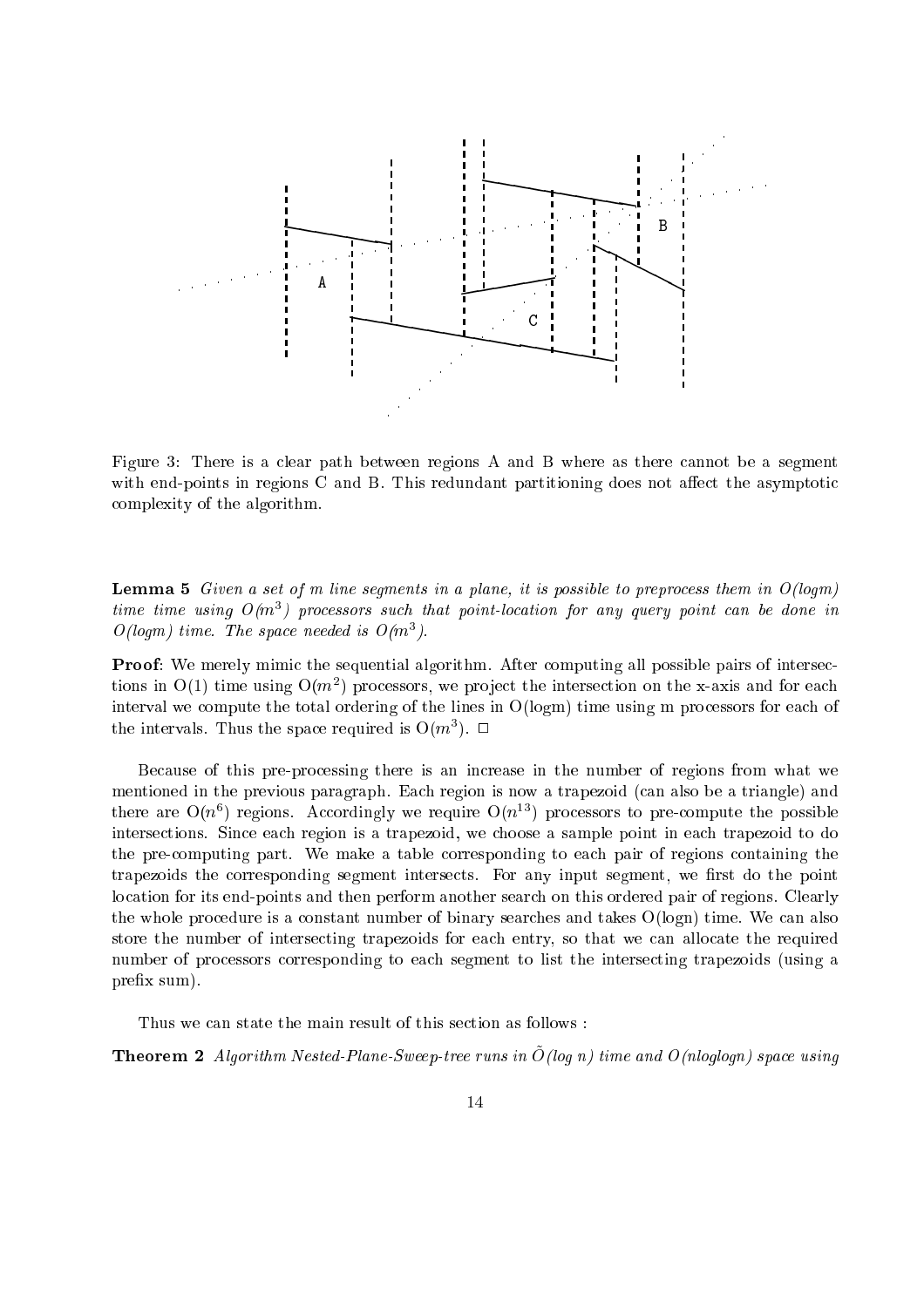Figure 3: There is a clear path between regions A and B where as there cannot be a segment with end-points in regions C and B. This redundant partitioning does not affect the asymptotic complexity of the algorithm.

**Lemma 5** *Given a set of m line segments in a plane, it is possible to preprocess them in O(logm) time time using $O(m^3)$ processors such that point-location for any query point can be done in O(logm) time. The space needed is $O(m^3)$.*

**Proof**: We merely mimic the sequential algorithm. After computing all possible pairs of intersections in O(1) time using $O(m^2)$ processors, we project the intersection on the x-axis and for each interval we compute the total ordering of the lines in O(logm) time using m processors for each of the intervals. Thus the space required is $O(m^3)$. □

Because of this pre-processing there is an increase in the number of regions from what we mentioned in the previous paragraph. Each region is now a trapezoid (can also be a triangle) and there are $O(n^6)$ regions. Accordingly we require $O(n^{13})$ processors to pre-compute the possible intersections. Since each region is a trapezoid, we choose a sample point in each trapezoid to do the pre-computing part. We make a table corresponding to each pair of regions containing the trapezoids the corresponding segment intersects. For any input segment, we first do the point location for its end-points and then perform another search on this ordered pair of regions. Clearly the whole procedure is a constant number of binary searches and takes O(logn) time. We can also store the number of intersecting trapezoids for each entry, so that we can allocate the required number of processors corresponding to each segment to list the intersecting trapezoids (using a prefix sum).

Thus we can state the main result of this section as follows :

**Theorem 2** *Algorithm Nested-Plane-Sweep-tree runs in $\tilde{O}(\log n)$ time and O(nloglogn) space using*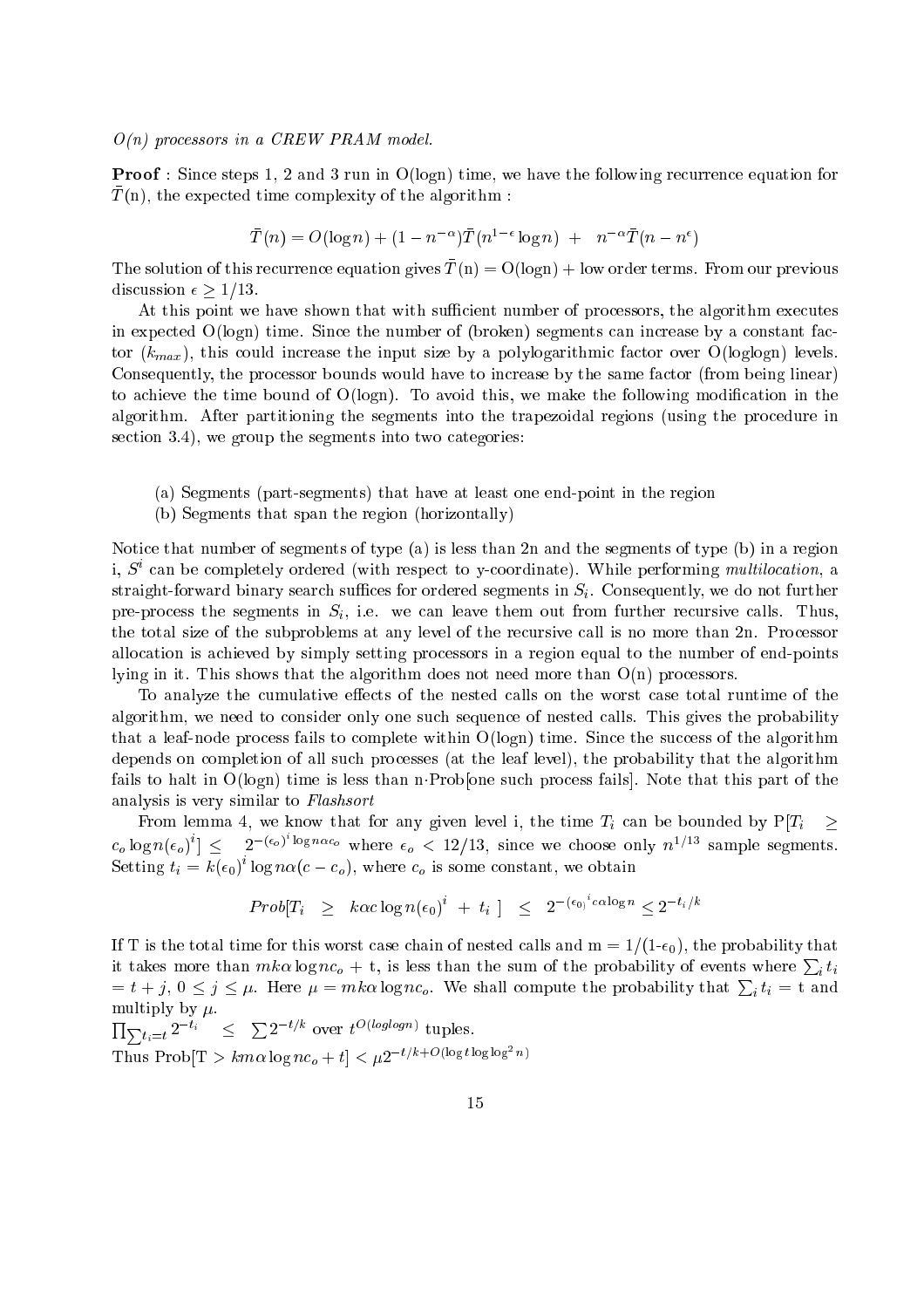*O(n) processors in a CREW PRAM model.*

**Proof** : Since steps 1, 2 and 3 run in O(logn) time, we have the following recurrence equation for $\bar{T}$(n), the expected time complexity of the algorithm :

$$\bar{T}(n) = O(\log n) + (1 - n^{-\alpha})\bar{T}(n^{1-\epsilon}\log n) \;+\; n^{-\alpha}\bar{T}(n - n^{\epsilon})$$

The solution of this recurrence equation gives $\bar{T}$(n) = O(logn) + low order terms. From our previous discussion $\epsilon \geq 1/13$.

At this point we have shown that with sufficient number of processors, the algorithm executes in expected O(logn) time. Since the number of (broken) segments can increase by a constant factor ($k_{max}$), this could increase the input size by a polylogarithmic factor over O(loglogn) levels. Consequently, the processor bounds would have to increase by the same factor (from being linear) to achieve the time bound of O(logn). To avoid this, we make the following modification in the algorithm. After partitioning the segments into the trapezoidal regions (using the procedure in section 3.4), we group the segments into two categories:

(a) Segments (part-segments) that have at least one end-point in the region
(b) Segments that span the region (horizontally)

Notice that number of segments of type (a) is less than 2n and the segments of type (b) in a region i, $S^i$ can be completely ordered (with respect to y-coordinate). While performing *multilocation*, a straight-forward binary search suffices for ordered segments in $S_i$. Consequently, we do not further pre-process the segments in $S_i$, i.e. we can leave them out from further recursive calls. Thus, the total size of the subproblems at any level of the recursive call is no more than 2n. Processor allocation is achieved by simply setting processors in a region equal to the number of end-points lying in it. This shows that the algorithm does not need more than O(n) processors.

To analyze the cumulative effects of the nested calls on the worst case total runtime of the algorithm, we need to consider only one such sequence of nested calls. This gives the probability that a leaf-node process fails to complete within O(logn) time. Since the success of the algorithm depends on completion of all such processes (at the leaf level), the probability that the algorithm fails to halt in O(logn) time is less than n$\cdot$Prob[one such process fails]. Note that this part of the analysis is very similar to *Flashsort*

From lemma 4, we know that for any given level i, the time $T_i$ can be bounded by P[$T_i \;\geq\; c_o \log n(\epsilon_o)^i$] $\leq\; 2^{-(\epsilon_o)^i \log n \alpha c_o}$ where $\epsilon_o < 12/13$, since we choose only $n^{1/13}$ sample segments. Setting $t_i = k(\epsilon_0)^i \log n\alpha(c - c_o)$, where $c_o$ is some constant, we obtain

$$Prob[T_i \;\geq\; k\alpha c\log n(\epsilon_0)^i \;+\; t_i\;] \;\leq\; 2^{-(\epsilon_0)^i c\alpha \log n} \leq 2^{-t_i/k}$$

If T is the total time for this worst case chain of nested calls and m = 1/(1-$\epsilon_0$), the probability that it takes more than $mk\alpha\log nc_o$ + t, is less than the sum of the probability of events where $\sum_i t_i$ = $t + j$, $0 \leq j \leq \mu$. Here $\mu = mk\alpha\log nc_o$. We shall compute the probability that $\sum_i t_i$ = t and multiply by $\mu$.

$\prod_{\sum t_i = t} 2^{-t_i} \;\;\leq\;\; \sum 2^{-t/k}$ over $t^{O(loglogn)}$ tuples.

Thus Prob[T $> km\alpha\log nc_o + t$] $< \mu 2^{-t/k + O(\log t \log\log^2 n)}$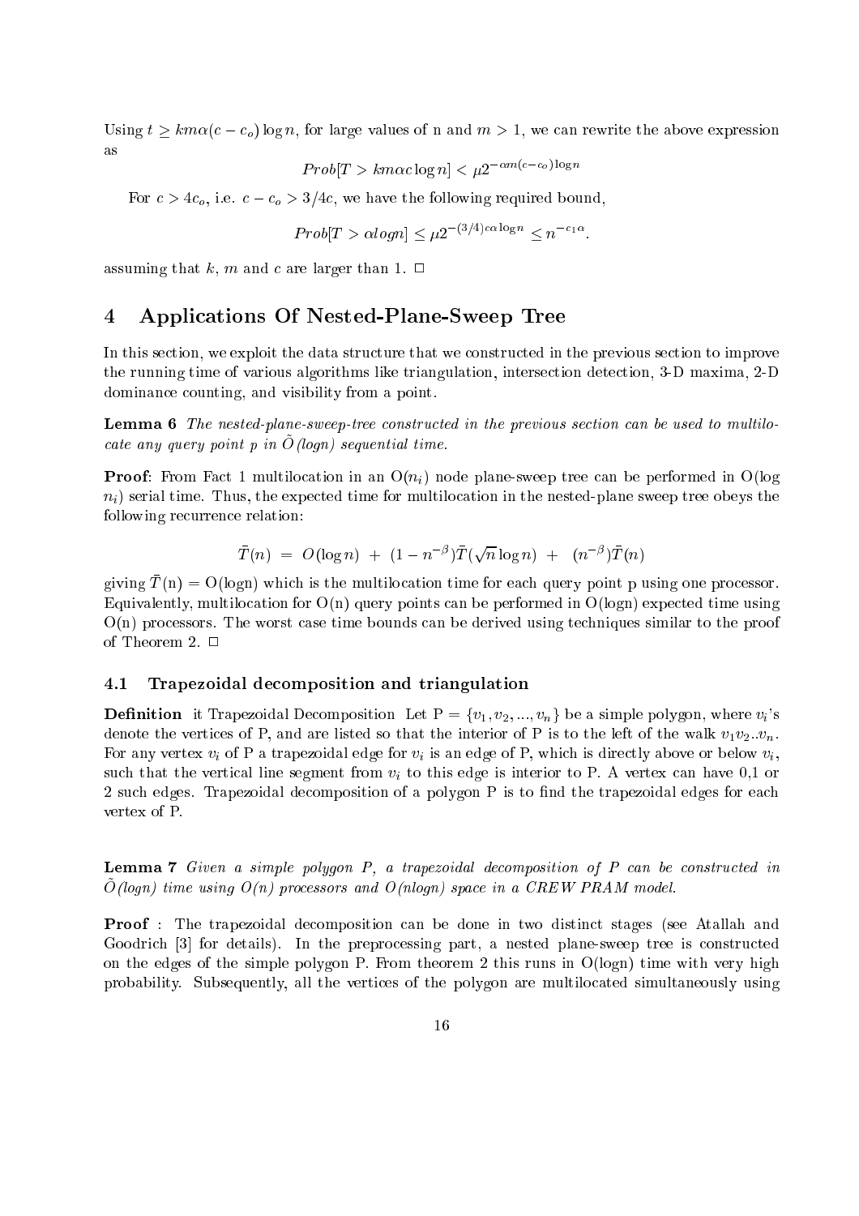Using $t \geq km\alpha(c - c_o)\log n$, for large values of n and $m > 1$, we can rewrite the above expression as

$$Prob[T > km\alpha c \log n] < \mu 2^{-\alpha m(c-c_o)\log n}$$

For $c > 4c_o$, i.e. $c - c_o > 3/4c$, we have the following required bound,

$$Prob[T > \alpha logn] \leq \mu 2^{-(3/4)c\alpha \log n} \leq n^{-c_1\alpha}.$$

assuming that $k$, $m$ and $c$ are larger than 1. □

## 4 Applications Of Nested-Plane-Sweep Tree

In this section, we exploit the data structure that we constructed in the previous section to improve the running time of various algorithms like triangulation, intersection detection, 3-D maxima, 2-D dominance counting, and visibility from a point.

**Lemma 6** *The nested-plane-sweep-tree constructed in the previous section can be used to multilocate any query point p in $\tilde{O}(logn)$ sequential time.*

**Proof**: From Fact 1 multilocation in an O($n_i$) node plane-sweep tree can be performed in O(log $n_i$) serial time. Thus, the expected time for multilocation in the nested-plane sweep tree obeys the following recurrence relation:

$$\bar{T}(n) \;=\; O(\log n) \;+\; (1 - n^{-\beta})\bar{T}(\sqrt{n}\log n) \;+\; (n^{-\beta})\bar{T}(n)$$

giving $\bar{T}$(n) = O(logn) which is the multilocation time for each query point p using one processor. Equivalently, multilocation for O(n) query points can be performed in O(logn) expected time using O(n) processors. The worst case time bounds can be derived using techniques similar to the proof of Theorem 2. □

### 4.1 Trapezoidal decomposition and triangulation

**Definition** it Trapezoidal Decomposition Let P = $\{v_1, v_2, ..., v_n\}$ be a simple polygon, where $v_i$'s denote the vertices of P, and are listed so that the interior of P is to the left of the walk $v_1 v_2 .. v_n$. For any vertex $v_i$ of P a trapezoidal edge for $v_i$ is an edge of P, which is directly above or below $v_i$, such that the vertical line segment from $v_i$ to this edge is interior to P. A vertex can have 0,1 or 2 such edges. Trapezoidal decomposition of a polygon P is to find the trapezoidal edges for each vertex of P.

**Lemma 7** *Given a simple polygon P, a trapezoidal decomposition of P can be constructed in $\tilde{O}(logn)$ time using O(n) processors and O(nlogn) space in a CREW PRAM model.*

**Proof** : The trapezoidal decomposition can be done in two distinct stages (see Atallah and Goodrich [3] for details). In the preprocessing part, a nested plane-sweep tree is constructed on the edges of the simple polygon P. From theorem 2 this runs in O(logn) time with very high probability. Subsequently, all the vertices of the polygon are multilocated simultaneously using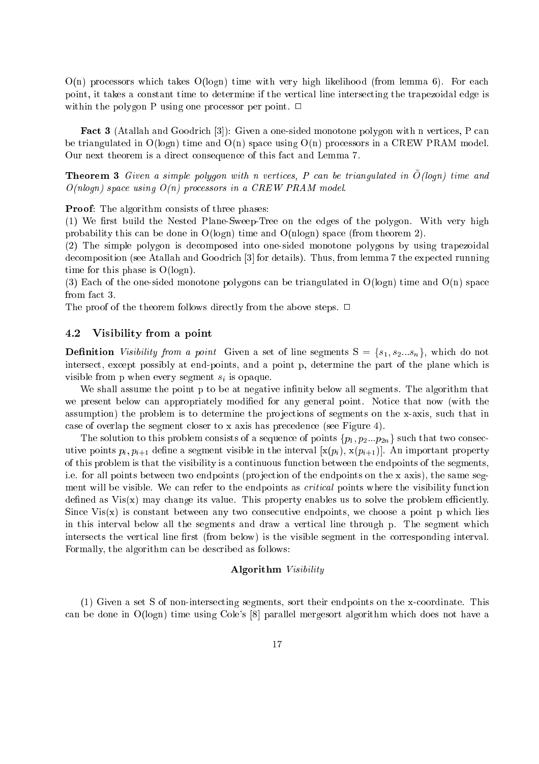O(n) processors which takes O(logn) time with very high likelihood (from lemma 6). For each point, it takes a constant time to determine if the vertical line intersecting the trapezoidal edge is within the polygon P using one processor per point. □

**Fact 3** (Atallah and Goodrich [3]): Given a one-sided monotone polygon with n vertices, P can be triangulated in O(logn) time and O(n) space using O(n) processors in a CREW PRAM model. Our next theorem is a direct consequence of this fact and Lemma 7.

**Theorem 3** *Given a simple polygon with n vertices, P can be triangulated in $\tilde{O}(logn)$ time and O(nlogn) space using O(n) processors in a CREW PRAM model.*

**Proof**: The algorithm consists of three phases:
(1) We first build the Nested Plane-Sweep-Tree on the edges of the polygon. With very high probability this can be done in O(logn) time and O(nlogn) space (from theorem 2).
(2) The simple polygon is decomposed into one-sided monotone polygons by using trapezoidal decomposition (see Atallah and Goodrich [3] for details). Thus, from lemma 7 the expected running time for this phase is O(logn).
(3) Each of the one-sided monotone polygons can be triangulated in O(logn) time and O(n) space from fact 3.
The proof of the theorem follows directly from the above steps. □

### 4.2 Visibility from a point

**Definition** *Visibility from a point* Given a set of line segments S = $\{s_1, s_2 ... s_n\}$, which do not intersect, except possibly at end-points, and a point p, determine the part of the plane which is visible from p when every segment $s_i$ is opaque.

We shall assume the point p to be at negative infinity below all segments. The algorithm that we present below can appropriately modified for any general point. Notice that now (with the assumption) the problem is to determine the projections of segments on the x-axis, such that in case of overlap the segment closer to x axis has precedence (see Figure 4).

The solution to this problem consists of a sequence of points $\{p_1, p_2 ... p_{2n}\}$ such that two consecutive points $p_i, p_{i+1}$ define a segment visible in the interval $[x(p_i), x(p_{i+1})]$. An important property of this problem is that the visibility is a continuous function between the endpoints of the segments, i.e. for all points between two endpoints (projection of the endpoints on the x axis), the same segment will be visible. We can refer to the endpoints as *critical* points where the visibility function defined as Vis(x) may change its value. This property enables us to solve the problem efficiently. Since Vis(x) is constant between any two consecutive endpoints, we choose a point p which lies in this interval below all the segments and draw a vertical line through p. The segment which intersects the vertical line first (from below) is the visible segment in the corresponding interval. Formally, the algorithm can be described as follows:

**Algorithm** *Visibility*

(1) Given a set S of non-intersecting segments, sort their endpoints on the x-coordinate. This can be done in O(logn) time using Cole's [8] parallel mergesort algorithm which does not have a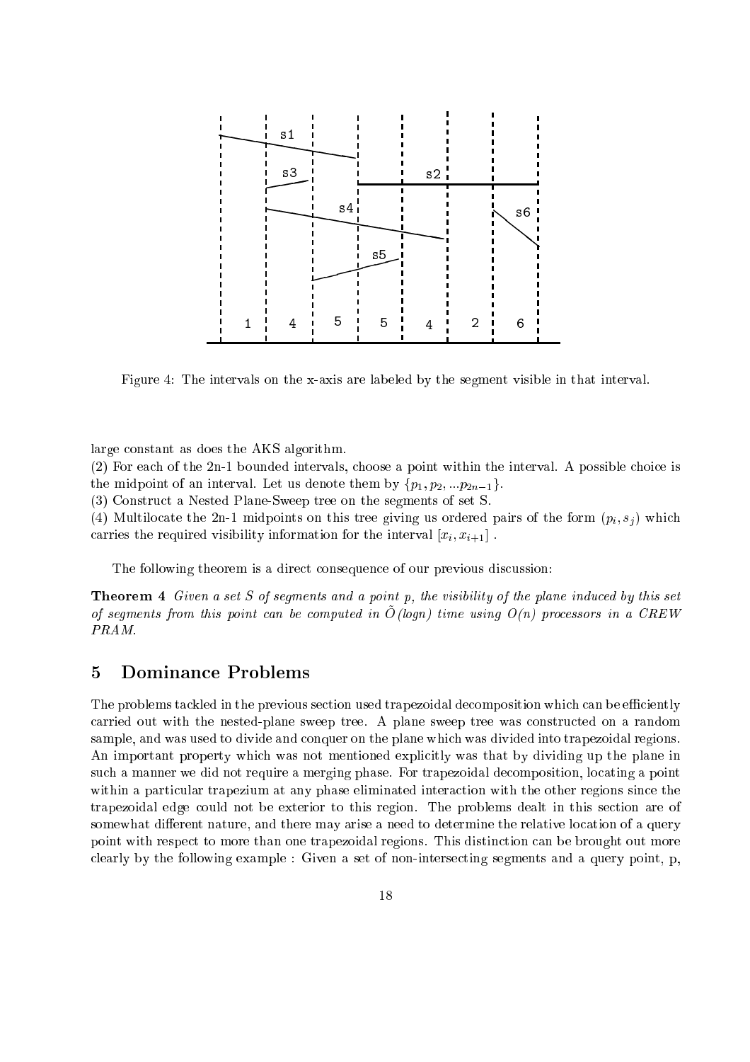Figure 4: The intervals on the x-axis are labeled by the segment visible in that interval.

large constant as does the AKS algorithm.

(2) For each of the 2n-1 bounded intervals, choose a point within the interval. A possible choice is the midpoint of an interval. Let us denote them by $\{p_1, p_2, ...p_{2n-1}\}$.

(3) Construct a Nested Plane-Sweep tree on the segments of set S.

(4) Multilocate the 2n-1 midpoints on this tree giving us ordered pairs of the form $(p_i, s_j)$ which carries the required visibility information for the interval $[x_i, x_{i+1}]$ .

The following theorem is a direct consequence of our previous discussion:

**Theorem 4** *Given a set S of segments and a point p, the visibility of the plane induced by this set of segments from this point can be computed in $\tilde{O}(logn)$ time using $O(n)$ processors in a CREW PRAM.*

## 5 Dominance Problems

The problems tackled in the previous section used trapezoidal decomposition which can be efficiently carried out with the nested-plane sweep tree. A plane sweep tree was constructed on a random sample, and was used to divide and conquer on the plane which was divided into trapezoidal regions. An important property which was not mentioned explicitly was that by dividing up the plane in such a manner we did not require a merging phase. For trapezoidal decomposition, locating a point within a particular trapezium at any phase eliminated interaction with the other regions since the trapezoidal edge could not be exterior to this region. The problems dealt in this section are of somewhat different nature, and there may arise a need to determine the relative location of a query point with respect to more than one trapezoidal regions. This distinction can be brought out more clearly by the following example : Given a set of non-intersecting segments and a query point, p,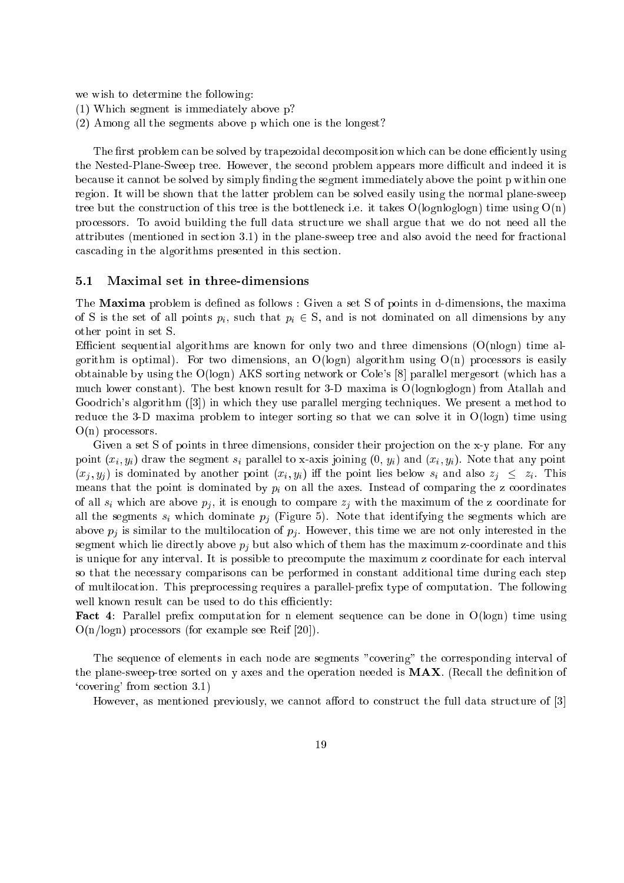we wish to determine the following:
(1) Which segment is immediately above p?
(2) Among all the segments above p which one is the longest?

The first problem can be solved by trapezoidal decomposition which can be done efficiently using the Nested-Plane-Sweep tree. However, the second problem appears more difficult and indeed it is because it cannot be solved by simply finding the segment immediately above the point p within one region. It will be shown that the latter problem can be solved easily using the normal plane-sweep tree but the construction of this tree is the bottleneck i.e. it takes O(lognloglogn) time using O(n) processors. To avoid building the full data structure we shall argue that we do not need all the attributes (mentioned in section 3.1) in the plane-sweep tree and also avoid the need for fractional cascading in the algorithms presented in this section.

## 5.1 Maximal set in three-dimensions

The **Maxima** problem is defined as follows : Given a set S of points in d-dimensions, the maxima of S is the set of all points $p_i$, such that $p_i \in$ S, and is not dominated on all dimensions by any other point in set S.
Efficient sequential algorithms are known for only two and three dimensions (O(nlogn) time algorithm is optimal). For two dimensions, an O(logn) algorithm using O(n) processors is easily obtainable by using the O(logn) AKS sorting network or Cole's [8] parallel mergesort (which has a much lower constant). The best known result for 3-D maxima is O(lognloglogn) from Atallah and Goodrich's algorithm ([3]) in which they use parallel merging techniques. We present a method to reduce the 3-D maxima problem to integer sorting so that we can solve it in O(logn) time using O(n) processors.

Given a set S of points in three dimensions, consider their projection on the x-y plane. For any point $(x_i, y_i)$ draw the segment $s_i$ parallel to x-axis joining $(0, y_i)$ and $(x_i, y_i)$. Note that any point $(x_j, y_j)$ is dominated by another point $(x_i, y_i)$ iff the point lies below $s_i$ and also $z_j \leq z_i$. This means that the point is dominated by $p_i$ on all the axes. Instead of comparing the z coordinates of all $s_i$ which are above $p_j$, it is enough to compare $z_j$ with the maximum of the z coordinate for all the segments $s_i$ which dominate $p_j$ (Figure 5). Note that identifying the segments which are above $p_j$ is similar to the multilocation of $p_j$. However, this time we are not only interested in the segment which lie directly above $p_j$ but also which of them has the maximum z-coordinate and this is unique for any interval. It is possible to precompute the maximum z coordinate for each interval so that the necessary comparisons can be performed in constant additional time during each step of multilocation. This preprocessing requires a parallel-prefix type of computation. The following well known result can be used to do this efficiently:
**Fact 4**: Parallel prefix computation for n element sequence can be done in O(logn) time using O(n/logn) processors (for example see Reif [20]).

The sequence of elements in each node are segments "covering" the corresponding interval of the plane-sweep-tree sorted on y axes and the operation needed is **MAX**. (Recall the definition of 'covering' from section 3.1)

However, as mentioned previously, we cannot afford to construct the full data structure of [3]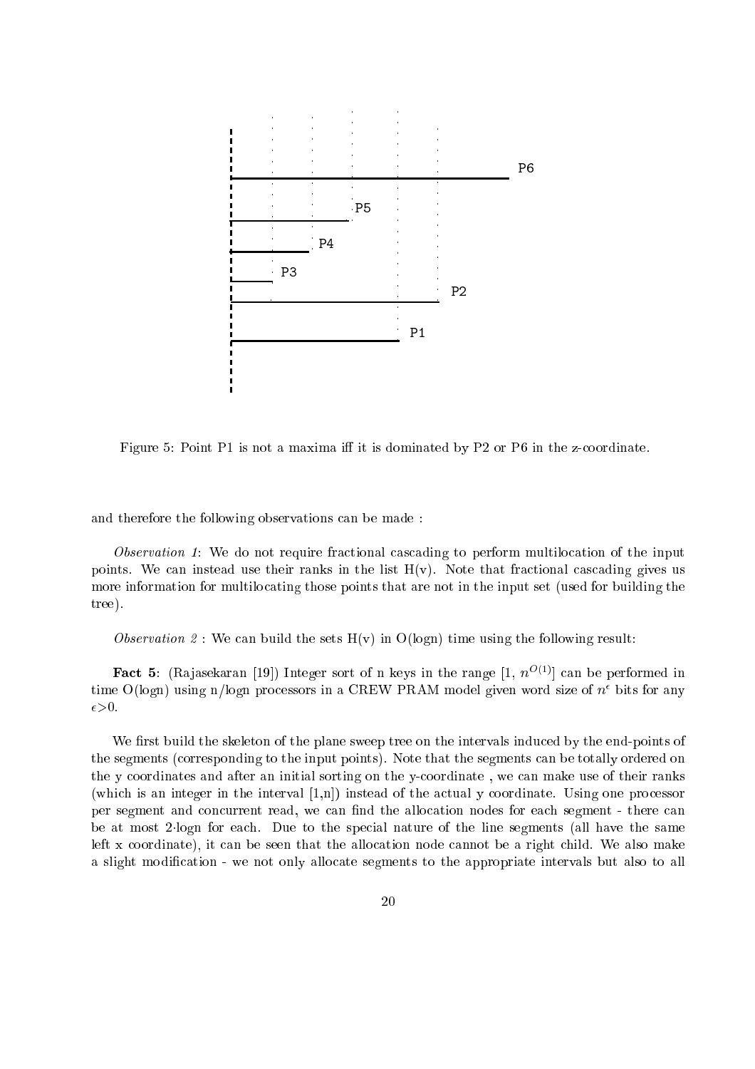Figure 5: Point P1 is not a maxima iff it is dominated by P2 or P6 in the z-coordinate.

and therefore the following observations can be made :

*Observation 1*: We do not require fractional cascading to perform multilocation of the input points. We can instead use their ranks in the list H(v). Note that fractional cascading gives us more information for multilocating those points that are not in the input set (used for building the tree).

*Observation 2* : We can build the sets H(v) in O(logn) time using the following result:

**Fact 5**: (Rajasekaran [19]) Integer sort of n keys in the range [1, $n^{O(1)}$] can be performed in time O(logn) using n/logn processors in a CREW PRAM model given word size of $n^{\epsilon}$ bits for any $\epsilon > 0$.

We first build the skeleton of the plane sweep tree on the intervals induced by the end-points of the segments (corresponding to the input points). Note that the segments can be totally ordered on the y coordinates and after an initial sorting on the y-coordinate , we can make use of their ranks (which is an integer in the interval [1,n]) instead of the actual y coordinate. Using one processor per segment and concurrent read, we can find the allocation nodes for each segment - there can be at most $2 \cdot \log n$ for each. Due to the special nature of the line segments (all have the same left x coordinate), it can be seen that the allocation node cannot be a right child. We also make a slight modification - we not only allocate segments to the appropriate intervals but also to all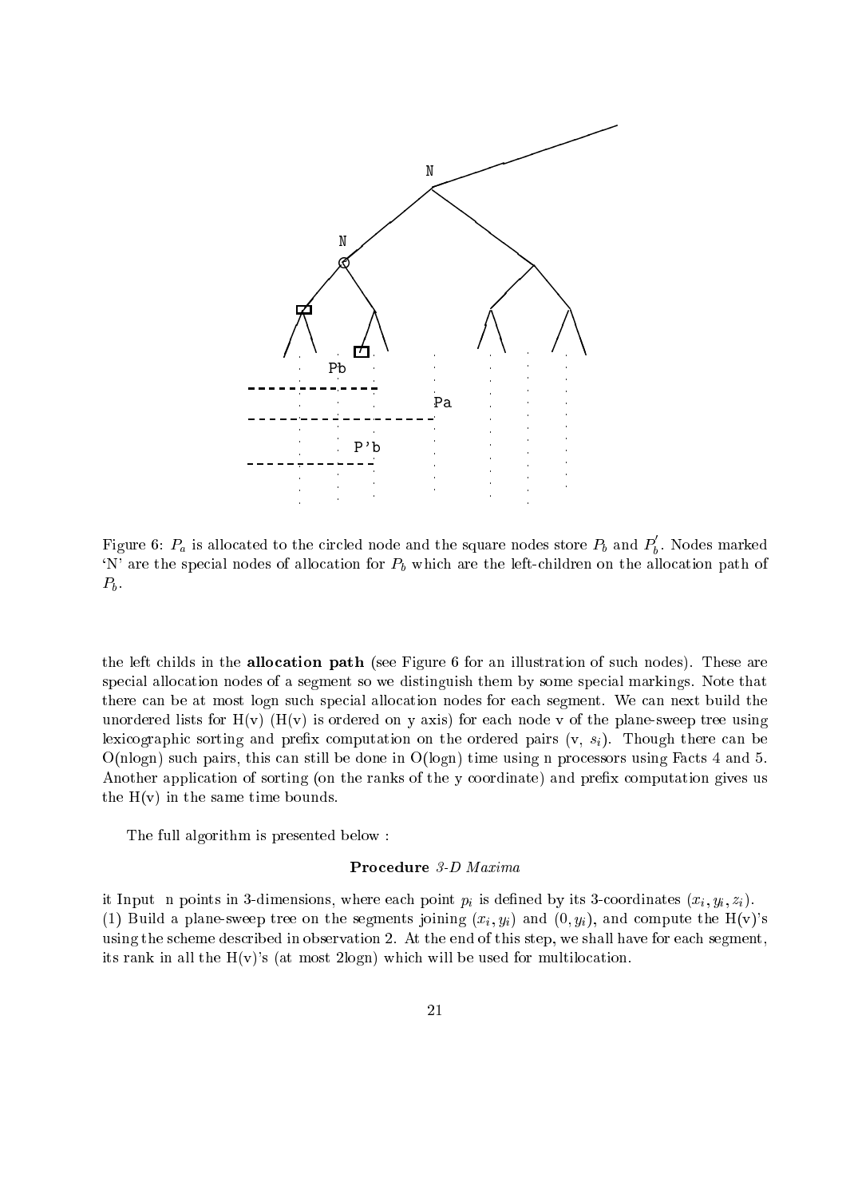Figure 6: $P_a$ is allocated to the circled node and the square nodes store $P_b$ and $P_b'$. Nodes marked 'N' are the special nodes of allocation for $P_b$ which are the left-children on the allocation path of $P_b$.

the left childs in the **allocation path** (see Figure 6 for an illustration of such nodes). These are special allocation nodes of a segment so we distinguish them by some special markings. Note that there can be at most logn such special allocation nodes for each segment. We can next build the unordered lists for H(v) (H(v) is ordered on y axis) for each node v of the plane-sweep tree using lexicographic sorting and prefix computation on the ordered pairs (v, $s_i$). Though there can be O(nlogn) such pairs, this can still be done in O(logn) time using n processors using Facts 4 and 5. Another application of sorting (on the ranks of the y coordinate) and prefix computation gives us the H(v) in the same time bounds.

The full algorithm is presented below :

**Procedure** *3-D Maxima*

it Input n points in 3-dimensions, where each point $p_i$ is defined by its 3-coordinates $(x_i, y_i, z_i)$.
(1) Build a plane-sweep tree on the segments joining $(x_i, y_i)$ and $(0, y_i)$, and compute the H(v)'s using the scheme described in observation 2. At the end of this step, we shall have for each segment, its rank in all the H(v)'s (at most 2logn) which will be used for multilocation.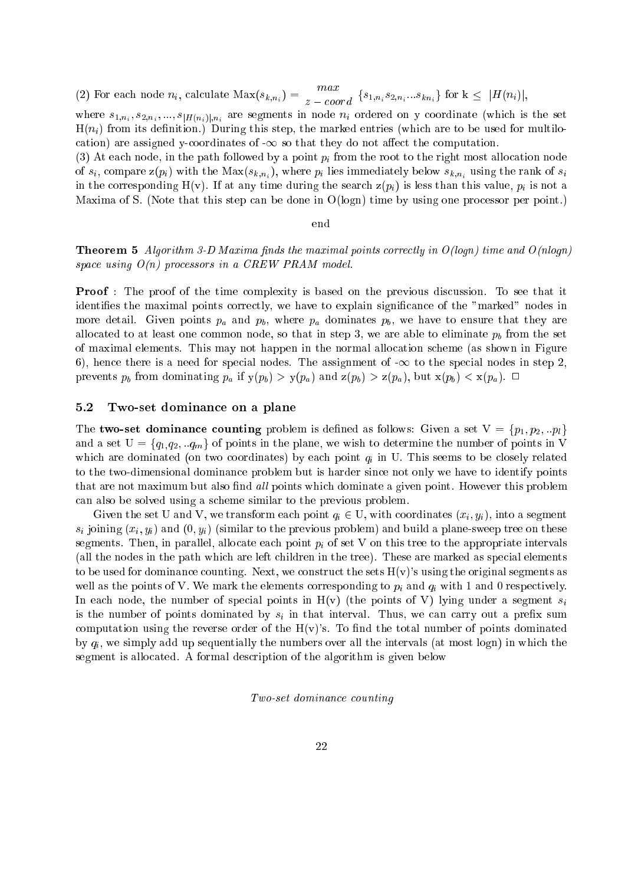(2) For each node $n_i$, calculate $\text{Max}(s_{k,n_i}) = \underset{z-coord}{max} \{s_{1,n_i} s_{2,n_i} ... s_{kn_i}\}$ for k $\leq$ $|H(n_i)|$, where $s_{1,n_i}, s_{2,n_i}, ..., s_{|H(n_i)|,n_i}$ are segments in node $n_i$ ordered on y coordinate (which is the set H($n_i$) from its definition.) During this step, the marked entries (which are to be used for multilocation) are assigned y-coordinates of -$\infty$ so that they do not affect the computation.

(3) At each node, in the path followed by a point $p_i$ from the root to the right most allocation node of $s_i$, compare z($p_i$) with the Max($s_{k,n_i}$), where $p_i$ lies immediately below $s_{k,n_i}$ using the rank of $s_i$ in the corresponding H(v). If at any time during the search z($p_i$) is less than this value, $p_i$ is not a Maxima of S. (Note that this step can be done in O(logn) time by using one processor per point.)

end

**Theorem 5** *Algorithm 3-D Maxima finds the maximal points correctly in O(logn) time and O(nlogn) space using O(n) processors in a CREW PRAM model.*

**Proof** : The proof of the time complexity is based on the previous discussion. To see that it identifies the maximal points correctly, we have to explain significance of the "marked" nodes in more detail. Given points $p_a$ and $p_b$, where $p_a$ dominates $p_b$, we have to ensure that they are allocated to at least one common node, so that in step 3, we are able to eliminate $p_b$ from the set of maximal elements. This may not happen in the normal allocation scheme (as shown in Figure 6), hence there is a need for special nodes. The assignment of -$\infty$ to the special nodes in step 2, prevents $p_b$ from dominating $p_a$ if y($p_b$) > y($p_a$) and z($p_b$) > z($p_a$), but x($p_b$) < x($p_a$). $\square$

### 5.2 Two-set dominance on a plane

The **two-set dominance counting** problem is defined as follows: Given a set V = $\{p_1, p_2, ..p_l\}$ and a set U = $\{q_1, q_2, ..q_m\}$ of points in the plane, we wish to determine the number of points in V which are dominated (on two coordinates) by each point $q_i$ in U. This seems to be closely related to the two-dimensional dominance problem but is harder since not only we have to identify points that are not maximum but also find *all* points which dominate a given point. However this problem can also be solved using a scheme similar to the previous problem.

Given the set U and V, we transform each point $q_i \in$ U, with coordinates $(x_i, y_i)$, into a segment $s_i$ joining $(x_i, y_i)$ and $(0, y_i)$ (similar to the previous problem) and build a plane-sweep tree on these segments. Then, in parallel, allocate each point $p_i$ of set V on this tree to the appropriate intervals (all the nodes in the path which are left children in the tree). These are marked as special elements to be used for dominance counting. Next, we construct the sets H(v)'s using the original segments as well as the points of V. We mark the elements corresponding to $p_i$ and $q_i$ with 1 and 0 respectively. In each node, the number of special points in H(v) (the points of V) lying under a segment $s_i$ is the number of points dominated by $s_i$ in that interval. Thus, we can carry out a prefix sum computation using the reverse order of the H(v)'s. To find the total number of points dominated by $q_i$, we simply add up sequentially the numbers over all the intervals (at most logn) in which the segment is allocated. A formal description of the algorithm is given below

*Two-set dominance counting*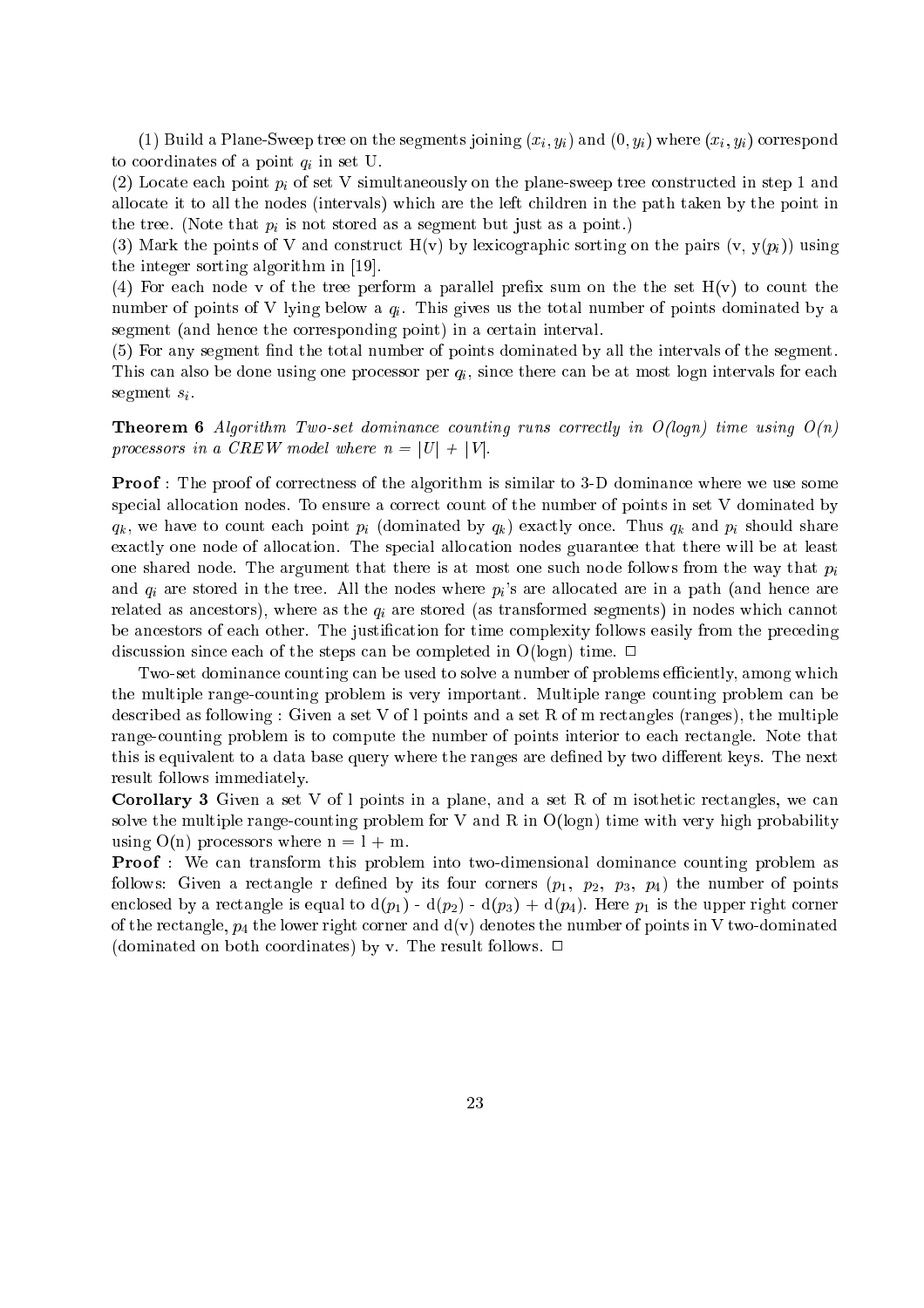(1) Build a Plane-Sweep tree on the segments joining $(x_i, y_i)$ and $(0, y_i)$ where $(x_i, y_i)$ correspond to coordinates of a point $q_i$ in set U.

(2) Locate each point $p_i$ of set V simultaneously on the plane-sweep tree constructed in step 1 and allocate it to all the nodes (intervals) which are the left children in the path taken by the point in the tree. (Note that $p_i$ is not stored as a segment but just as a point.)

(3) Mark the points of V and construct H(v) by lexicographic sorting on the pairs (v, y($p_i$)) using the integer sorting algorithm in [19].

(4) For each node v of the tree perform a parallel prefix sum on the the set H(v) to count the number of points of V lying below a $q_i$. This gives us the total number of points dominated by a segment (and hence the corresponding point) in a certain interval.

(5) For any segment find the total number of points dominated by all the intervals of the segment. This can also be done using one processor per $q_i$, since there can be at most logn intervals for each segment $s_i$.

**Theorem 6** *Algorithm Two-set dominance counting runs correctly in O(logn) time using O(n) processors in a CREW model where* $n = |U| + |V|$.

**Proof** : The proof of correctness of the algorithm is similar to 3-D dominance where we use some special allocation nodes. To ensure a correct count of the number of points in set V dominated by $q_k$, we have to count each point $p_i$ (dominated by $q_k$) exactly once. Thus $q_k$ and $p_i$ should share exactly one node of allocation. The special allocation nodes guarantee that there will be at least one shared node. The argument that there is at most one such node follows from the way that $p_i$ and $q_i$ are stored in the tree. All the nodes where $p_i$'s are allocated are in a path (and hence are related as ancestors), where as the $q_i$ are stored (as transformed segments) in nodes which cannot be ancestors of each other. The justification for time complexity follows easily from the preceding discussion since each of the steps can be completed in O(logn) time. □

Two-set dominance counting can be used to solve a number of problems efficiently, among which the multiple range-counting problem is very important. Multiple range counting problem can be described as following : Given a set V of l points and a set R of m rectangles (ranges), the multiple range-counting problem is to compute the number of points interior to each rectangle. Note that this is equivalent to a data base query where the ranges are defined by two different keys. The next result follows immediately.

**Corollary 3** Given a set V of l points in a plane, and a set R of m isothetic rectangles, we can solve the multiple range-counting problem for V and R in O(logn) time with very high probability using O(n) processors where n = l + m.

**Proof** : We can transform this problem into two-dimensional dominance counting problem as follows: Given a rectangle r defined by its four corners ($p_1$, $p_2$, $p_3$, $p_4$) the number of points enclosed by a rectangle is equal to d($p_1$) - d($p_2$) - d($p_3$) + d($p_4$). Here $p_1$ is the upper right corner of the rectangle, $p_4$ the lower right corner and d(v) denotes the number of points in V two-dominated (dominated on both coordinates) by v. The result follows. □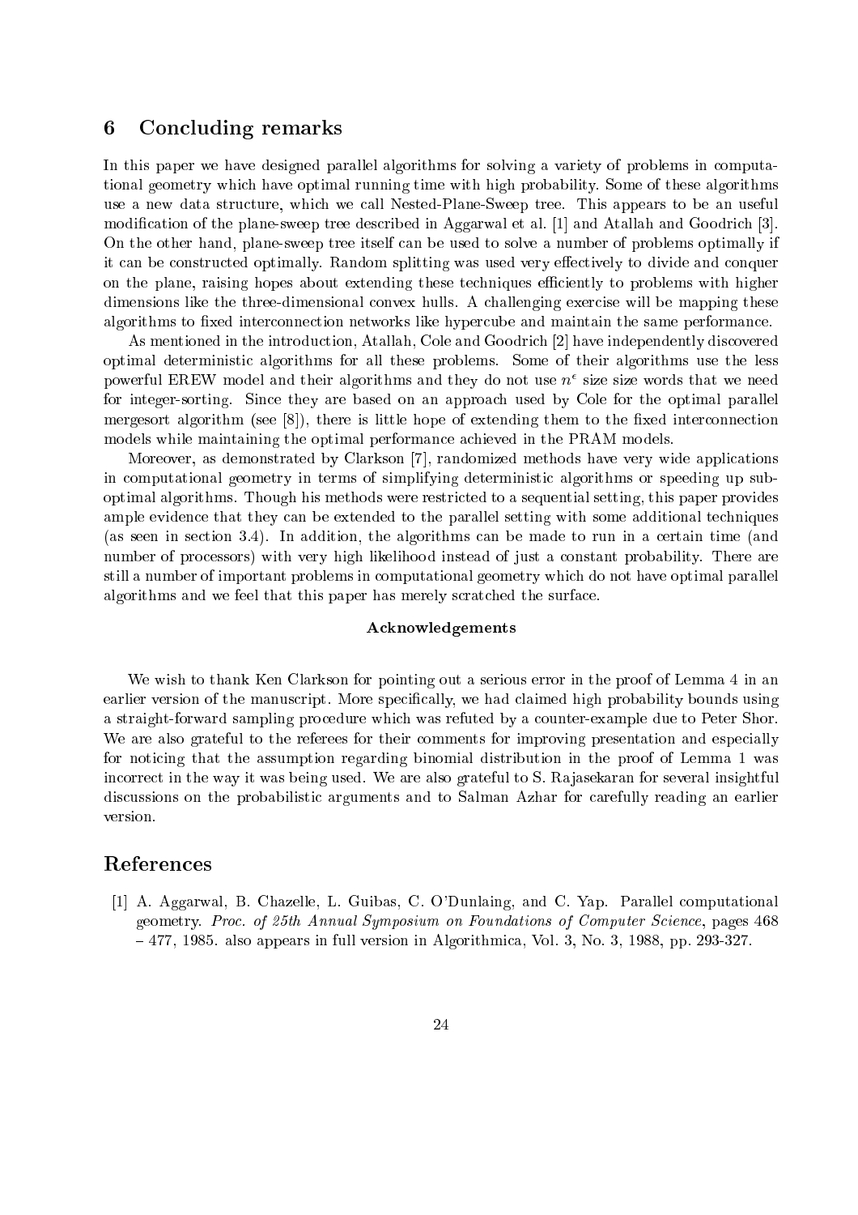## 6 Concluding remarks

In this paper we have designed parallel algorithms for solving a variety of problems in computational geometry which have optimal running time with high probability. Some of these algorithms use a new data structure, which we call Nested-Plane-Sweep tree. This appears to be an useful modification of the plane-sweep tree described in Aggarwal et al. [1] and Atallah and Goodrich [3]. On the other hand, plane-sweep tree itself can be used to solve a number of problems optimally if it can be constructed optimally. Random splitting was used very effectively to divide and conquer on the plane, raising hopes about extending these techniques efficiently to problems with higher dimensions like the three-dimensional convex hulls. A challenging exercise will be mapping these algorithms to fixed interconnection networks like hypercube and maintain the same performance.

As mentioned in the introduction, Atallah, Cole and Goodrich [2] have independently discovered optimal deterministic algorithms for all these problems. Some of their algorithms use the less powerful EREW model and their algorithms and they do not use $n^{\epsilon}$ size size words that we need for integer-sorting. Since they are based on an approach used by Cole for the optimal parallel mergesort algorithm (see [8]), there is little hope of extending them to the fixed interconnection models while maintaining the optimal performance achieved in the PRAM models.

Moreover, as demonstrated by Clarkson [7], randomized methods have very wide applications in computational geometry in terms of simplifying deterministic algorithms or speeding up suboptimal algorithms. Though his methods were restricted to a sequential setting, this paper provides ample evidence that they can be extended to the parallel setting with some additional techniques (as seen in section 3.4). In addition, the algorithms can be made to run in a certain time (and number of processors) with very high likelihood instead of just a constant probability. There are still a number of important problems in computational geometry which do not have optimal parallel algorithms and we feel that this paper has merely scratched the surface.

**Acknowledgements**

We wish to thank Ken Clarkson for pointing out a serious error in the proof of Lemma 4 in an earlier version of the manuscript. More specifically, we had claimed high probability bounds using a straight-forward sampling procedure which was refuted by a counter-example due to Peter Shor. We are also grateful to the referees for their comments for improving presentation and especially for noticing that the assumption regarding binomial distribution in the proof of Lemma 1 was incorrect in the way it was being used. We are also grateful to S. Rajasekaran for several insightful discussions on the probabilistic arguments and to Salman Azhar for carefully reading an earlier version.

## References

[1] A. Aggarwal, B. Chazelle, L. Guibas, C. O'Dunlaing, and C. Yap. Parallel computational geometry. *Proc. of 25th Annual Symposium on Foundations of Computer Science*, pages 468 – 477, 1985. also appears in full version in Algorithmica, Vol. 3, No. 3, 1988, pp. 293-327.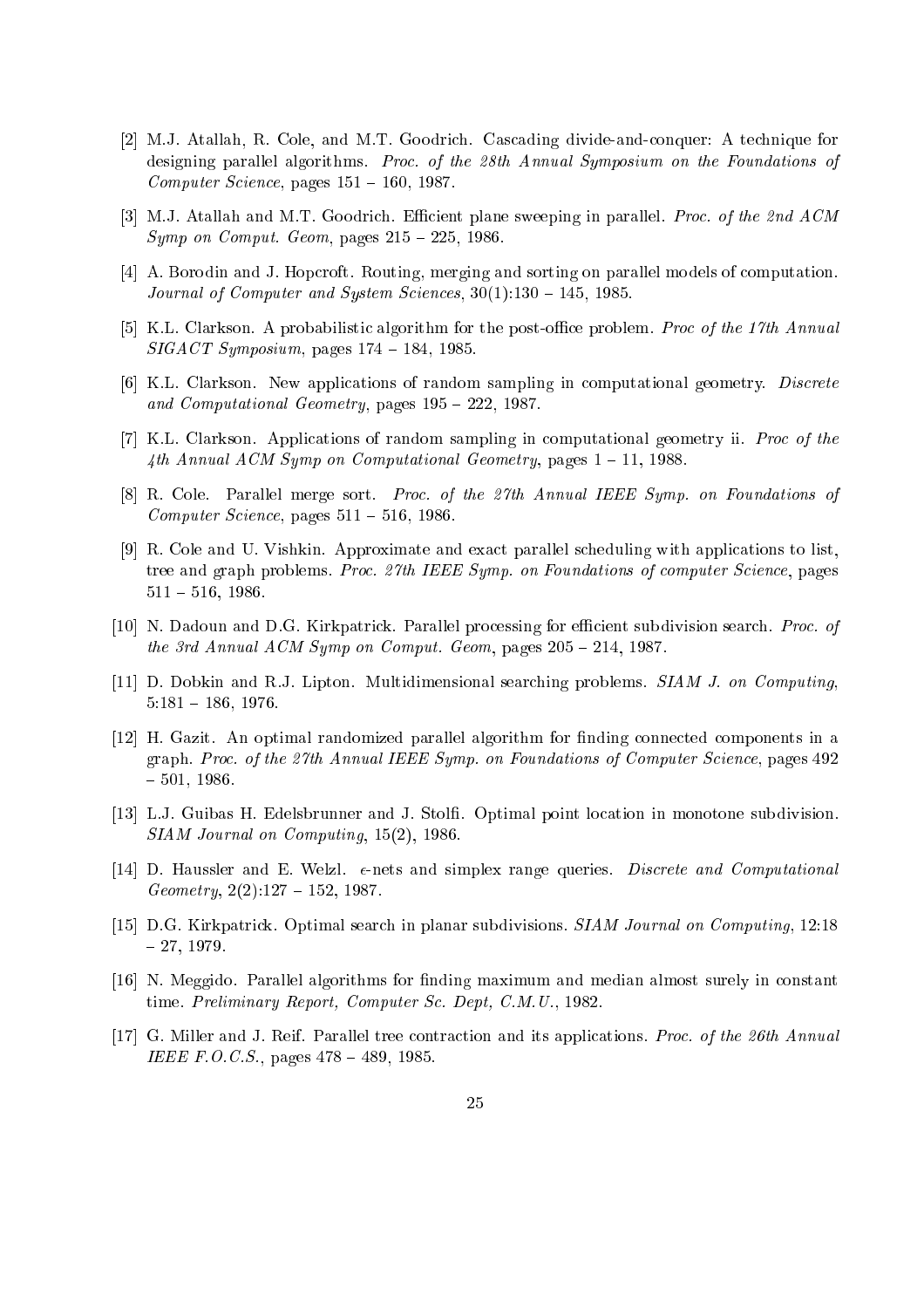[2] M.J. Atallah, R. Cole, and M.T. Goodrich. Cascading divide-and-conquer: A technique for designing parallel algorithms. *Proc. of the 28th Annual Symposium on the Foundations of Computer Science*, pages 151 – 160, 1987.

[3] M.J. Atallah and M.T. Goodrich. Efficient plane sweeping in parallel. *Proc. of the 2nd ACM Symp on Comput. Geom*, pages 215 – 225, 1986.

[4] A. Borodin and J. Hopcroft. Routing, merging and sorting on parallel models of computation. *Journal of Computer and System Sciences*, 30(1):130 – 145, 1985.

[5] K.L. Clarkson. A probabilistic algorithm for the post-office problem. *Proc of the 17th Annual SIGACT Symposium*, pages 174 – 184, 1985.

[6] K.L. Clarkson. New applications of random sampling in computational geometry. *Discrete and Computational Geometry*, pages 195 – 222, 1987.

[7] K.L. Clarkson. Applications of random sampling in computational geometry ii. *Proc of the 4th Annual ACM Symp on Computational Geometry*, pages 1 – 11, 1988.

[8] R. Cole. Parallel merge sort. *Proc. of the 27th Annual IEEE Symp. on Foundations of Computer Science*, pages 511 – 516, 1986.

[9] R. Cole and U. Vishkin. Approximate and exact parallel scheduling with applications to list, tree and graph problems. *Proc. 27th IEEE Symp. on Foundations of computer Science*, pages 511 – 516, 1986.

[10] N. Dadoun and D.G. Kirkpatrick. Parallel processing for efficient subdivision search. *Proc. of the 3rd Annual ACM Symp on Comput. Geom*, pages 205 – 214, 1987.

[11] D. Dobkin and R.J. Lipton. Multidimensional searching problems. *SIAM J. on Computing*, 5:181 – 186, 1976.

[12] H. Gazit. An optimal randomized parallel algorithm for finding connected components in a graph. *Proc. of the 27th Annual IEEE Symp. on Foundations of Computer Science*, pages 492 – 501, 1986.

[13] L.J. Guibas H. Edelsbrunner and J. Stolfi. Optimal point location in monotone subdivision. *SIAM Journal on Computing*, 15(2), 1986.

[14] D. Haussler and E. Welzl. $\epsilon$-nets and simplex range queries. *Discrete and Computational Geometry*, 2(2):127 – 152, 1987.

[15] D.G. Kirkpatrick. Optimal search in planar subdivisions. *SIAM Journal on Computing*, 12:18 – 27, 1979.

[16] N. Meggido. Parallel algorithms for finding maximum and median almost surely in constant time. *Preliminary Report, Computer Sc. Dept, C.M.U.*, 1982.

[17] G. Miller and J. Reif. Parallel tree contraction and its applications. *Proc. of the 26th Annual IEEE F.O.C.S.*, pages 478 – 489, 1985.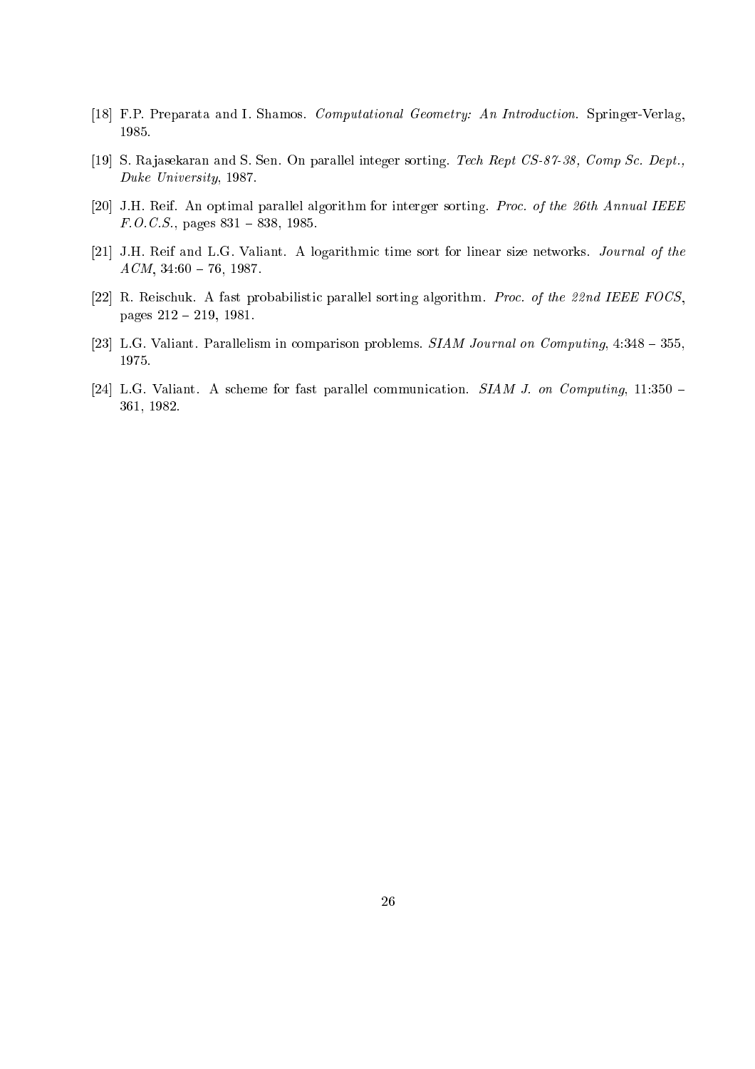[18] F.P. Preparata and I. Shamos. *Computational Geometry: An Introduction*. Springer-Verlag, 1985.

[19] S. Rajasekaran and S. Sen. On parallel integer sorting. *Tech Rept CS-87-38, Comp Sc. Dept., Duke University*, 1987.

[20] J.H. Reif. An optimal parallel algorithm for interger sorting. *Proc. of the 26th Annual IEEE F.O.C.S.*, pages 831 – 838, 1985.

[21] J.H. Reif and L.G. Valiant. A logarithmic time sort for linear size networks. *Journal of the ACM*, 34:60 – 76, 1987.

[22] R. Reischuk. A fast probabilistic parallel sorting algorithm. *Proc. of the 22nd IEEE FOCS*, pages 212 – 219, 1981.

[23] L.G. Valiant. Parallelism in comparison problems. *SIAM Journal on Computing*, 4:348 – 355, 1975.

[24] L.G. Valiant. A scheme for fast parallel communication. *SIAM J. on Computing*, 11:350 – 361, 1982.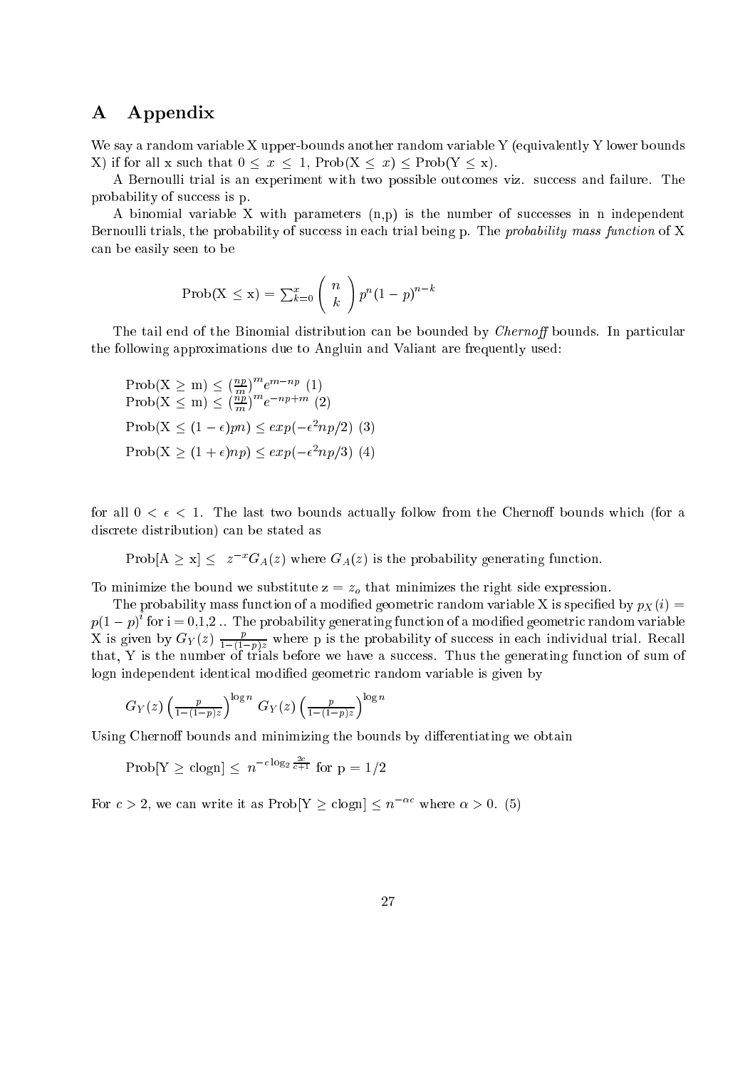# A Appendix

We say a random variable X upper-bounds another random variable Y (equivalently Y lower bounds X) if for all x such that $0 \leq x \leq 1$, Prob($X \leq x$) $\leq$ Prob(Y $\leq$ x).

A Bernoulli trial is an experiment with two possible outcomes viz. success and failure. The probability of success is p.

A binomial variable X with parameters (n,p) is the number of successes in n independent Bernoulli trials, the probability of success in each trial being p. The *probability mass function* of X can be easily seen to be

$$\text{Prob(X} \leq \text{x)} = \sum_{k=0}^{x} \left( \begin{array}{c} n \\ k \end{array} \right) p^n (1-p)^{n-k}$$

The tail end of the Binomial distribution can be bounded by *Chernoff* bounds. In particular the following approximations due to Angluin and Valiant are frequently used:

$\text{Prob(X} \geq \text{m)} \leq (\frac{np}{m})^m e^{m-np}$ (1)
$\text{Prob(X} \leq \text{m)} \leq (\frac{np}{m})^m e^{-np+m}$ (2)

$\text{Prob(X} \leq (1-\epsilon)pn) \leq exp(-\epsilon^2 np/2)$ (3)

$\text{Prob(X} \geq (1+\epsilon)np) \leq exp(-\epsilon^2 np/3)$ (4)

for all $0 < \epsilon < 1$. The last two bounds actually follow from the Chernoff bounds which (for a discrete distribution) can be stated as

Prob[A $\geq$ x] $\leq$ $z^{-x} G_A(z)$ where $G_A(z)$ is the probability generating function.

To minimize the bound we substitute z = $z_o$ that minimizes the right side expression.

The probability mass function of a modified geometric random variable X is specified by $p_X(i) = p(1-p)^i$ for i = 0,1,2 .. The probability generating function of a modified geometric random variable X is given by $G_Y(z)$ $\frac{p}{1-(1-p)z}$ where p is the probability of success in each individual trial. Recall that, Y is the number of trials before we have a success. Thus the generating function of sum of logn independent identical modified geometric random variable is given by

$G_Y(z) \left( \frac{p}{1-(1-p)z} \right)^{\log n}$ $G_Y(z) \left( \frac{p}{1-(1-p)z} \right)^{\log n}$

Using Chernoff bounds and minimizing the bounds by differentiating we obtain

Prob[Y $\geq$ clogn] $\leq$ $n^{-c \log_2 \frac{2c}{c+1}}$ for p = 1/2

For $c > 2$, we can write it as Prob[Y $\geq$ clogn] $\leq n^{-\alpha c}$ where $\alpha > 0$. (5)